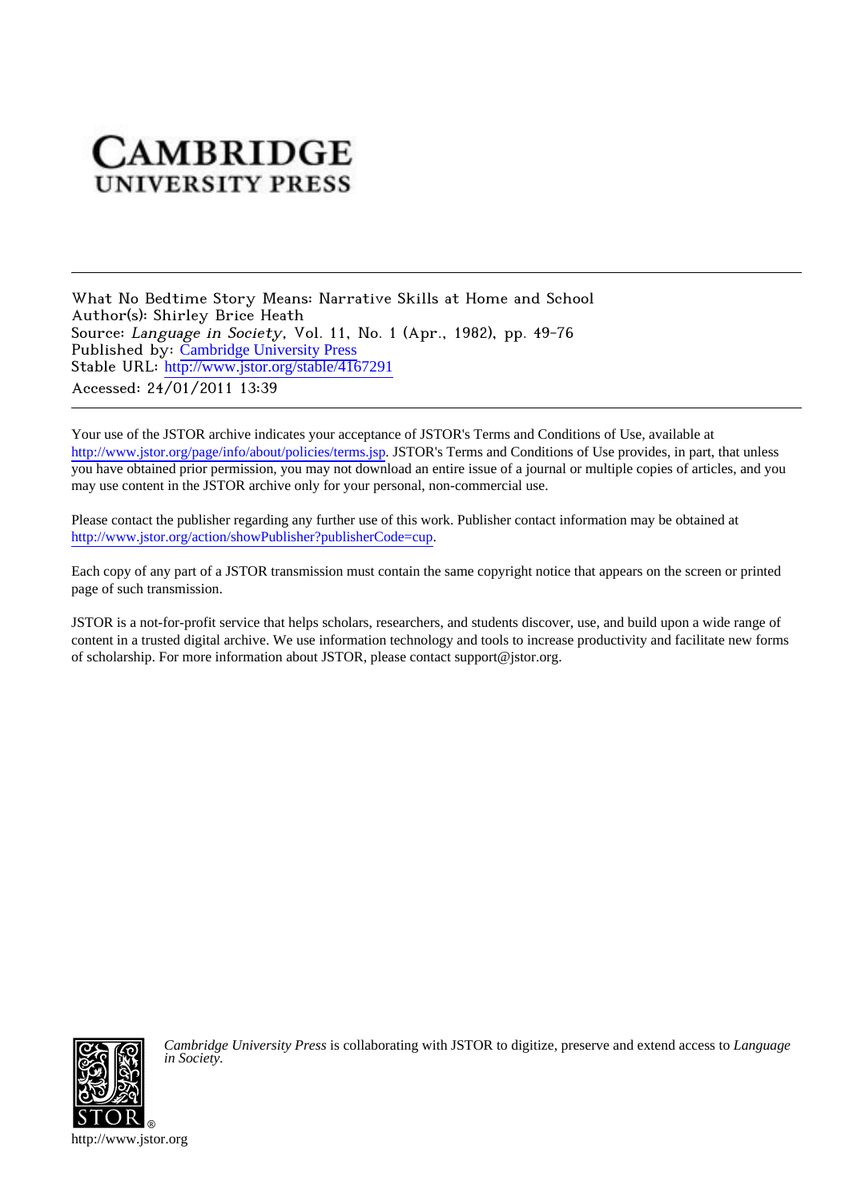# CAMBRIDGE UNIVERSITY PRESS

What No Bedtime Story Means: Narrative Skills at Home and School
Author(s): Shirley Brice Heath
Source: *Language in Society*, Vol. 11, No. 1 (Apr., 1982), pp. 49-76
Published by: Cambridge University Press
Stable URL: http://www.jstor.org/stable/4167291
Accessed: 24/01/2011 13:39

---

Your use of the JSTOR archive indicates your acceptance of JSTOR's Terms and Conditions of Use, available at http://www.jstor.org/page/info/about/policies/terms.jsp. JSTOR's Terms and Conditions of Use provides, in part, that unless you have obtained prior permission, you may not download an entire issue of a journal or multiple copies of articles, and you may use content in the JSTOR archive only for your personal, non-commercial use.

Please contact the publisher regarding any further use of this work. Publisher contact information may be obtained at http://www.jstor.org/action/showPublisher?publisherCode=cup.

Each copy of any part of a JSTOR transmission must contain the same copyright notice that appears on the screen or printed page of such transmission.

JSTOR is a not-for-profit service that helps scholars, researchers, and students discover, use, and build upon a wide range of content in a trusted digital archive. We use information technology and tools to increase productivity and facilitate new forms of scholarship. For more information about JSTOR, please contact support@jstor.org.

*Cambridge University Press* is collaborating with JSTOR to digitize, preserve and extend access to *Language in Society*.

http://www.jstor.org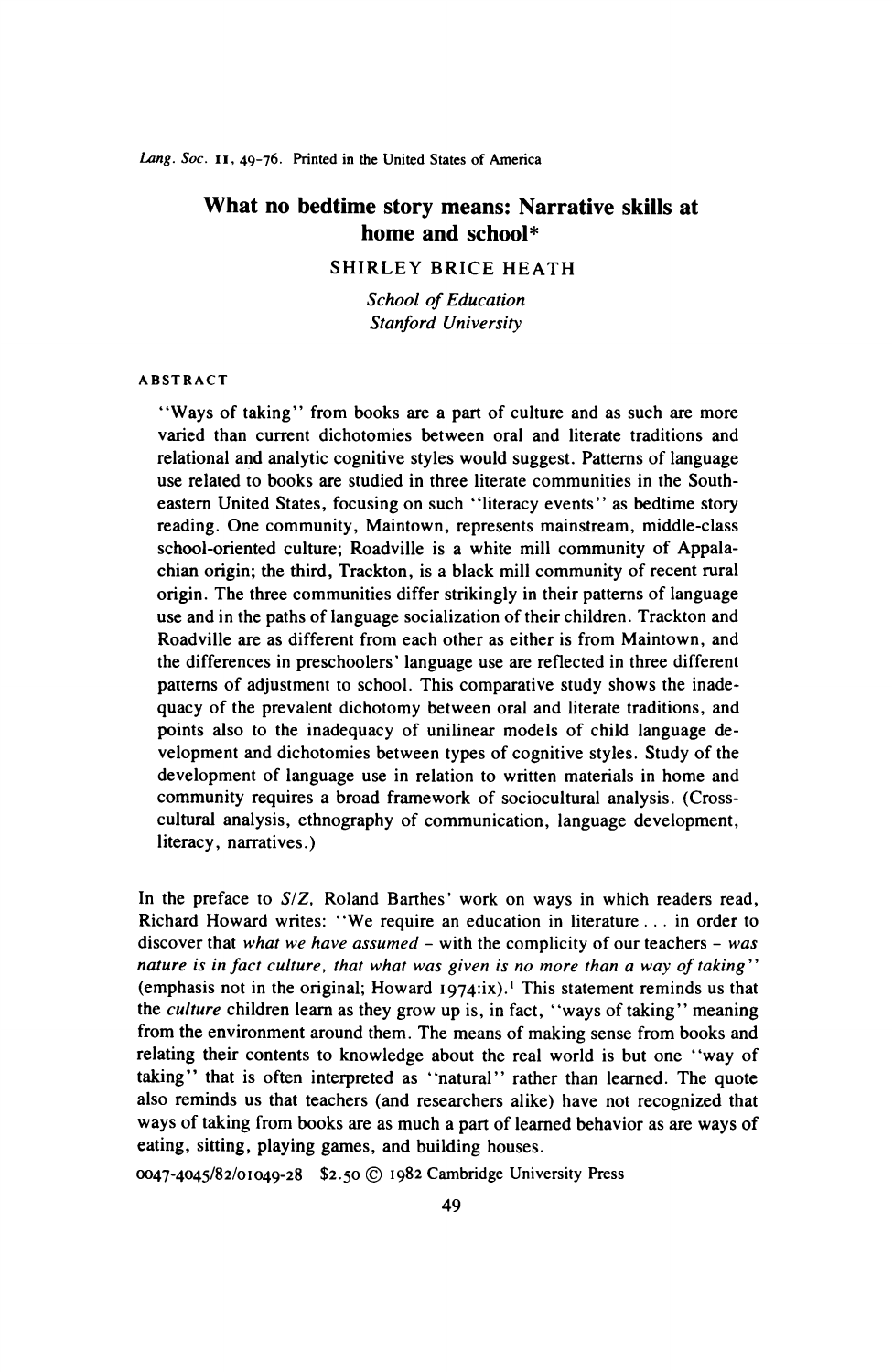# What no bedtime story means: Narrative skills at home and school*

SHIRLEY BRICE HEATH

*School of Education*
*Stanford University*

## ABSTRACT

"Ways of taking" from books are a part of culture and as such are more varied than current dichotomies between oral and literate traditions and relational and analytic cognitive styles would suggest. Patterns of language use related to books are studied in three literate communities in the Southeastern United States, focusing on such "literacy events" as bedtime story reading. One community, Maintown, represents mainstream, middle-class school-oriented culture; Roadville is a white mill community of Appalachian origin; the third, Trackton, is a black mill community of recent rural origin. The three communities differ strikingly in their patterns of language use and in the paths of language socialization of their children. Trackton and Roadville are as different from each other as either is from Maintown, and the differences in preschoolers' language use are reflected in three different patterns of adjustment to school. This comparative study shows the inadequacy of the prevalent dichotomy between oral and literate traditions, and points also to the inadequacy of unilinear models of child language development and dichotomies between types of cognitive styles. Study of the development of language use in relation to written materials in home and community requires a broad framework of sociocultural analysis. (Cross-cultural analysis, ethnography of communication, language development, literacy, narratives.)

In the preface to *S/Z*, Roland Barthes' work on ways in which readers read, Richard Howard writes: "We require an education in literature . . . in order to discover that *what we have assumed* – with the complicity of our teachers – *was nature is in fact culture, that what was given is no more than a way of taking*" (emphasis not in the original; Howard 1974:ix).[1] This statement reminds us that the *culture* children learn as they grow up is, in fact, "ways of taking" meaning from the environment around them. The means of making sense from books and relating their contents to knowledge about the real world is but one "way of taking" that is often interpreted as "natural" rather than learned. The quote also reminds us that teachers (and researchers alike) have not recognized that ways of taking from books are as much a part of learned behavior as are ways of eating, sitting, playing games, and building houses.

0047-4045/82/01049-28 $2.50 © 1982 Cambridge University Press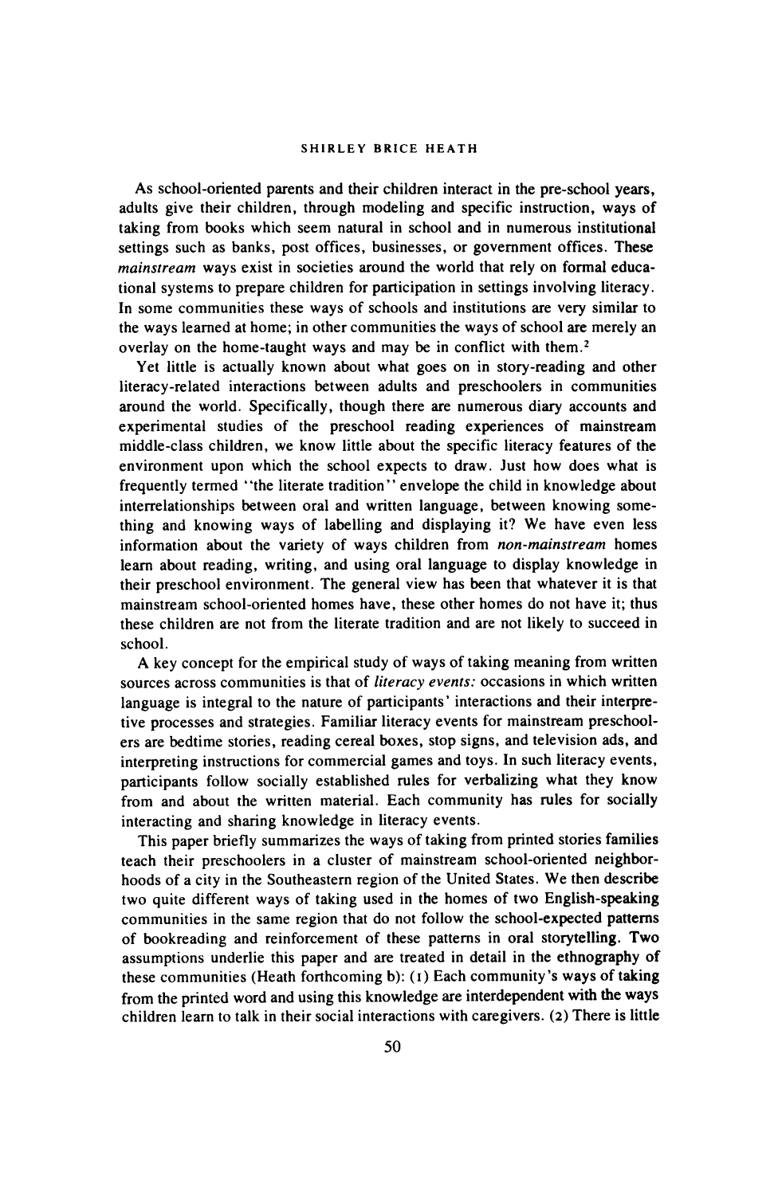As school-oriented parents and their children interact in the pre-school years, adults give their children, through modeling and specific instruction, ways of taking from books which seem natural in school and in numerous institutional settings such as banks, post offices, businesses, or government offices. These *mainstream* ways exist in societies around the world that rely on formal educational systems to prepare children for participation in settings involving literacy. In some communities these ways of schools and institutions are very similar to the ways learned at home; in other communities the ways of school are merely an overlay on the home-taught ways and may be in conflict with them.[2]

Yet little is actually known about what goes on in story-reading and other literacy-related interactions between adults and preschoolers in communities around the world. Specifically, though there are numerous diary accounts and experimental studies of the preschool reading experiences of mainstream middle-class children, we know little about the specific literacy features of the environment upon which the school expects to draw. Just how does what is frequently termed "the literate tradition" envelope the child in knowledge about interrelationships between oral and written language, between knowing something and knowing ways of labelling and displaying it? We have even less information about the variety of ways children from *non-mainstream* homes learn about reading, writing, and using oral language to display knowledge in their preschool environment. The general view has been that whatever it is that mainstream school-oriented homes have, these other homes do not have it; thus these children are not from the literate tradition and are not likely to succeed in school.

A key concept for the empirical study of ways of taking meaning from written sources across communities is that of *literacy events:* occasions in which written language is integral to the nature of participants' interactions and their interpretive processes and strategies. Familiar literacy events for mainstream preschoolers are bedtime stories, reading cereal boxes, stop signs, and television ads, and interpreting instructions for commercial games and toys. In such literacy events, participants follow socially established rules for verbalizing what they know from and about the written material. Each community has rules for socially interacting and sharing knowledge in literacy events.

This paper briefly summarizes the ways of taking from printed stories families teach their preschoolers in a cluster of mainstream school-oriented neighborhoods of a city in the Southeastern region of the United States. We then describe two quite different ways of taking used in the homes of two English-speaking communities in the same region that do not follow the school-expected patterns of bookreading and reinforcement of these patterns in oral storytelling. Two assumptions underlie this paper and are treated in detail in the ethnography of these communities (Heath forthcoming b): (1) Each community's ways of taking from the printed word and using this knowledge are interdependent with the ways children learn to talk in their social interactions with caregivers. (2) There is little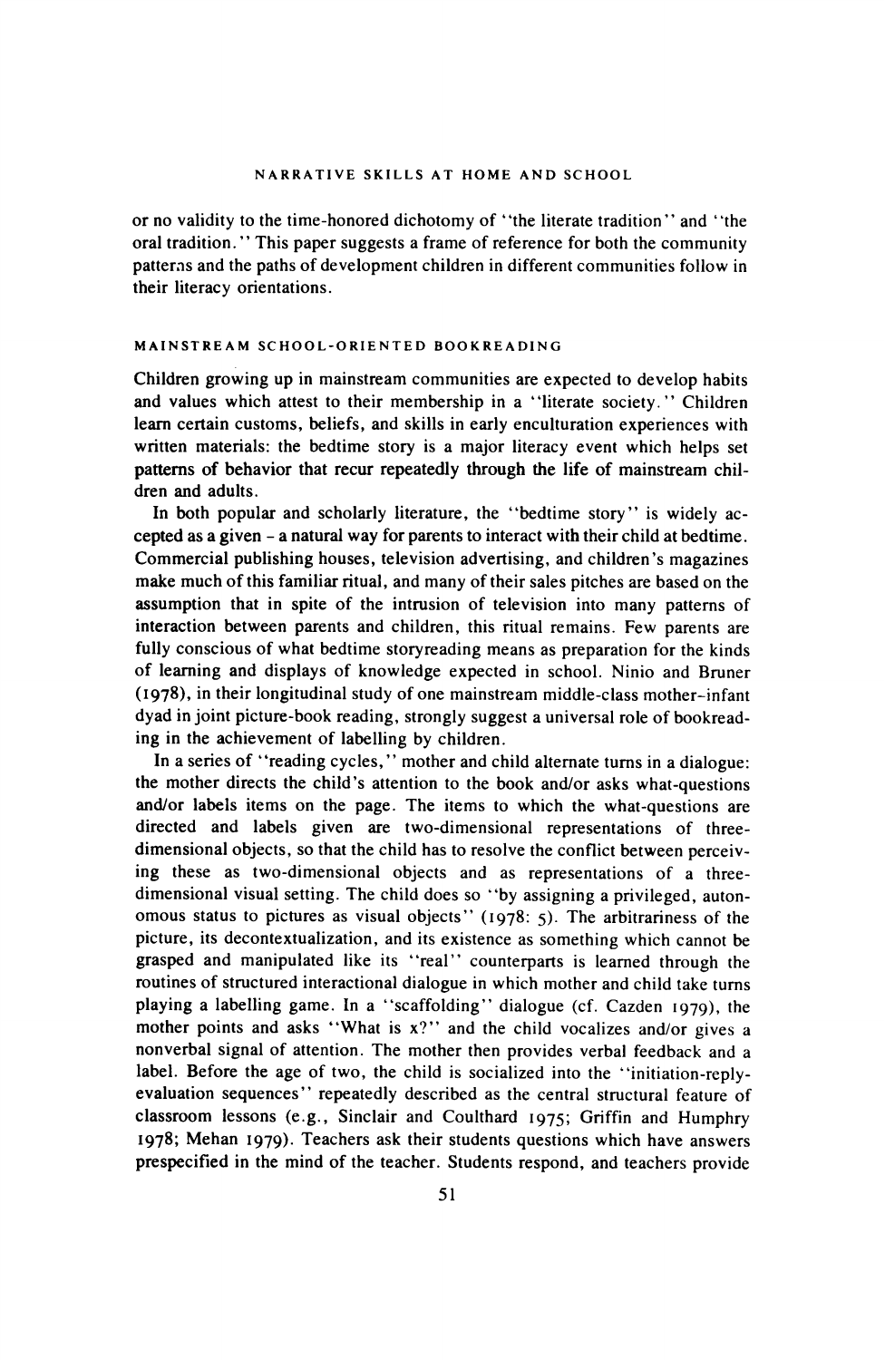or no validity to the time-honored dichotomy of "the literate tradition" and "the oral tradition." This paper suggests a frame of reference for both the community patterns and the paths of development children in different communities follow in their literacy orientations.

## MAINSTREAM SCHOOL-ORIENTED BOOKREADING

Children growing up in mainstream communities are expected to develop habits and values which attest to their membership in a "literate society." Children learn certain customs, beliefs, and skills in early enculturation experiences with written materials: the bedtime story is a major literacy event which helps set patterns of behavior that recur repeatedly through the life of mainstream children and adults.

In both popular and scholarly literature, the "bedtime story" is widely accepted as a given – a natural way for parents to interact with their child at bedtime. Commercial publishing houses, television advertising, and children's magazines make much of this familiar ritual, and many of their sales pitches are based on the assumption that in spite of the intrusion of television into many patterns of interaction between parents and children, this ritual remains. Few parents are fully conscious of what bedtime storyreading means as preparation for the kinds of learning and displays of knowledge expected in school. Ninio and Bruner (1978), in their longitudinal study of one mainstream middle-class mother–infant dyad in joint picture-book reading, strongly suggest a universal role of bookreading in the achievement of labelling by children.

In a series of "reading cycles," mother and child alternate turns in a dialogue: the mother directs the child's attention to the book and/or asks what-questions and/or labels items on the page. The items to which the what-questions are directed and labels given are two-dimensional representations of three-dimensional objects, so that the child has to resolve the conflict between perceiving these as two-dimensional objects and as representations of a three-dimensional visual setting. The child does so "by assigning a privileged, autonomous status to pictures as visual objects" (1978: 5). The arbitrariness of the picture, its decontextualization, and its existence as something which cannot be grasped and manipulated like its "real" counterparts is learned through the routines of structured interactional dialogue in which mother and child take turns playing a labelling game. In a "scaffolding" dialogue (cf. Cazden 1979), the mother points and asks "What is x?" and the child vocalizes and/or gives a nonverbal signal of attention. The mother then provides verbal feedback and a label. Before the age of two, the child is socialized into the "initiation-reply-evaluation sequences" repeatedly described as the central structural feature of classroom lessons (e.g., Sinclair and Coulthard 1975; Griffin and Humphry 1978; Mehan 1979). Teachers ask their students questions which have answers prespecified in the mind of the teacher. Students respond, and teachers provide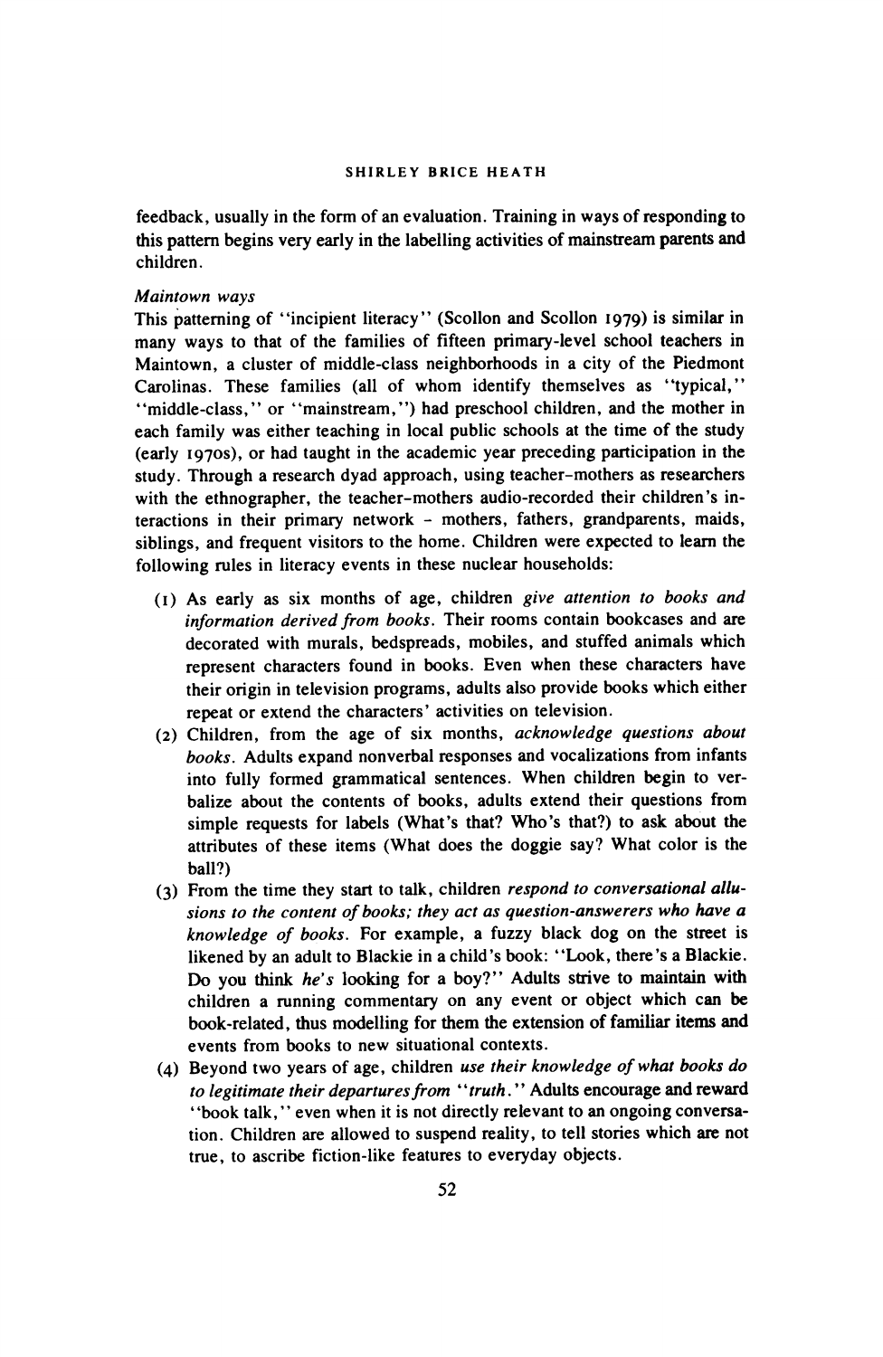feedback, usually in the form of an evaluation. Training in ways of responding to this pattern begins very early in the labelling activities of mainstream parents and children.

*Maintown ways*

This patterning of "incipient literacy" (Scollon and Scollon 1979) is similar in many ways to that of the families of fifteen primary-level school teachers in Maintown, a cluster of middle-class neighborhoods in a city of the Piedmont Carolinas. These families (all of whom identify themselves as "typical," "middle-class," or "mainstream,") had preschool children, and the mother in each family was either teaching in local public schools at the time of the study (early 1970s), or had taught in the academic year preceding participation in the study. Through a research dyad approach, using teacher-mothers as researchers with the ethnographer, the teacher-mothers audio-recorded their children's interactions in their primary network – mothers, fathers, grandparents, maids, siblings, and frequent visitors to the home. Children were expected to learn the following rules in literacy events in these nuclear households:

(1) As early as six months of age, children *give attention to books and information derived from books*. Their rooms contain bookcases and are decorated with murals, bedspreads, mobiles, and stuffed animals which represent characters found in books. Even when these characters have their origin in television programs, adults also provide books which either repeat or extend the characters' activities on television.

(2) Children, from the age of six months, *acknowledge questions about books*. Adults expand nonverbal responses and vocalizations from infants into fully formed grammatical sentences. When children begin to verbalize about the contents of books, adults extend their questions from simple requests for labels (What's that? Who's that?) to ask about the attributes of these items (What does the doggie say? What color is the ball?)

(3) From the time they start to talk, children *respond to conversational allusions to the content of books; they act as question-answerers who have a knowledge of books*. For example, a fuzzy black dog on the street is likened by an adult to Blackie in a child's book: "Look, there's a Blackie. Do you think *he's* looking for a boy?" Adults strive to maintain with children a running commentary on any event or object which can be book-related, thus modelling for them the extension of familiar items and events from books to new situational contexts.

(4) Beyond two years of age, children *use their knowledge of what books do to legitimate their departures from "truth."* Adults encourage and reward "book talk," even when it is not directly relevant to an ongoing conversation. Children are allowed to suspend reality, to tell stories which are not true, to ascribe fiction-like features to everyday objects.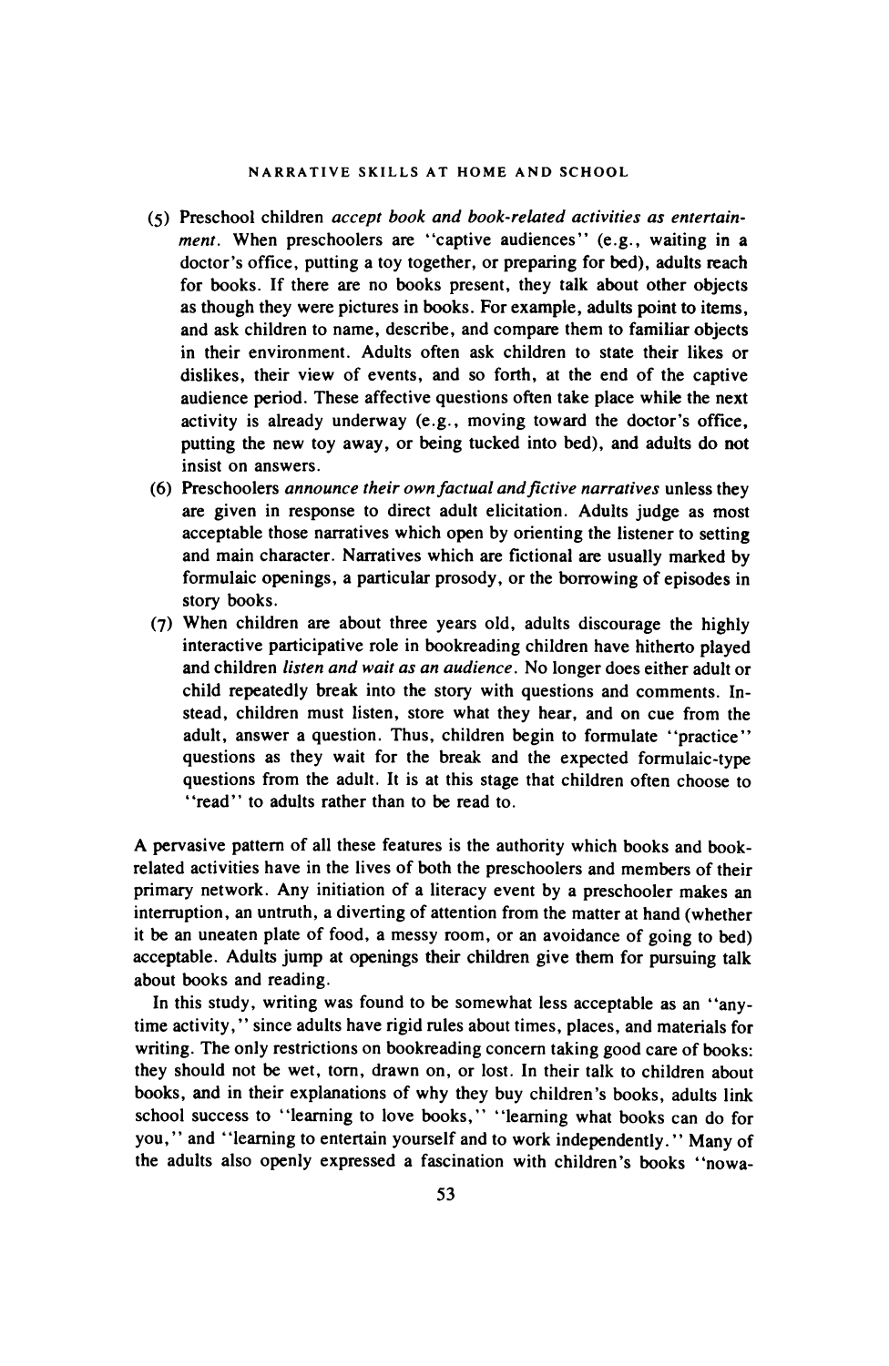(5) Preschool children *accept book and book-related activities as entertainment*. When preschoolers are "captive audiences" (e.g., waiting in a doctor's office, putting a toy together, or preparing for bed), adults reach for books. If there are no books present, they talk about other objects as though they were pictures in books. For example, adults point to items, and ask children to name, describe, and compare them to familiar objects in their environment. Adults often ask children to state their likes or dislikes, their view of events, and so forth, at the end of the captive audience period. These affective questions often take place while the next activity is already underway (e.g., moving toward the doctor's office, putting the new toy away, or being tucked into bed), and adults do not insist on answers.

(6) Preschoolers *announce their own factual and fictive narratives* unless they are given in response to direct adult elicitation. Adults judge as most acceptable those narratives which open by orienting the listener to setting and main character. Narratives which are fictional are usually marked by formulaic openings, a particular prosody, or the borrowing of episodes in story books.

(7) When children are about three years old, adults discourage the highly interactive participative role in bookreading children have hitherto played and children *listen and wait as an audience*. No longer does either adult or child repeatedly break into the story with questions and comments. Instead, children must listen, store what they hear, and on cue from the adult, answer a question. Thus, children begin to formulate "practice" questions as they wait for the break and the expected formulaic-type questions from the adult. It is at this stage that children often choose to "read" to adults rather than to be read to.

A pervasive pattern of all these features is the authority which books and book-related activities have in the lives of both the preschoolers and members of their primary network. Any initiation of a literacy event by a preschooler makes an interruption, an untruth, a diverting of attention from the matter at hand (whether it be an uneaten plate of food, a messy room, or an avoidance of going to bed) acceptable. Adults jump at openings their children give them for pursuing talk about books and reading.

In this study, writing was found to be somewhat less acceptable as an "anytime activity," since adults have rigid rules about times, places, and materials for writing. The only restrictions on bookreading concern taking good care of books: they should not be wet, torn, drawn on, or lost. In their talk to children about books, and in their explanations of why they buy children's books, adults link school success to "learning to love books," "learning what books can do for you," and "learning to entertain yourself and to work independently." Many of the adults also openly expressed a fascination with children's books "nowa-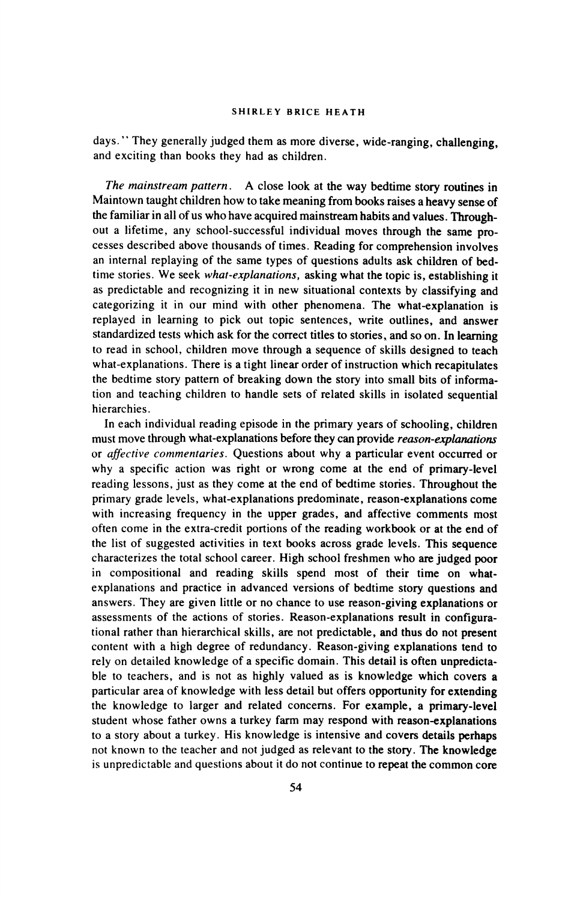days." They generally judged them as more diverse, wide-ranging, challenging, and exciting than books they had as children.

*The mainstream pattern.* A close look at the way bedtime story routines in Maintown taught children how to take meaning from books raises a heavy sense of the familiar in all of us who have acquired mainstream habits and values. Throughout a lifetime, any school-successful individual moves through the same processes described above thousands of times. Reading for comprehension involves an internal replaying of the same types of questions adults ask children of bedtime stories. We seek *what-explanations,* asking what the topic is, establishing it as predictable and recognizing it in new situational contexts by classifying and categorizing it in our mind with other phenomena. The what-explanation is replayed in learning to pick out topic sentences, write outlines, and answer standardized tests which ask for the correct titles to stories, and so on. In learning to read in school, children move through a sequence of skills designed to teach what-explanations. There is a tight linear order of instruction which recapitulates the bedtime story pattern of breaking down the story into small bits of information and teaching children to handle sets of related skills in isolated sequential hierarchies.

In each individual reading episode in the primary years of schooling, children must move through what-explanations before they can provide *reason-explanations* or *affective commentaries.* Questions about why a particular event occurred or why a specific action was right or wrong come at the end of primary-level reading lessons, just as they come at the end of bedtime stories. Throughout the primary grade levels, what-explanations predominate, reason-explanations come with increasing frequency in the upper grades, and affective comments most often come in the extra-credit portions of the reading workbook or at the end of the list of suggested activities in text books across grade levels. This sequence characterizes the total school career. High school freshmen who are judged poor in compositional and reading skills spend most of their time on what-explanations and practice in advanced versions of bedtime story questions and answers. They are given little or no chance to use reason-giving explanations or assessments of the actions of stories. Reason-explanations result in configurational rather than hierarchical skills, are not predictable, and thus do not present content with a high degree of redundancy. Reason-giving explanations tend to rely on detailed knowledge of a specific domain. This detail is often unpredictable to teachers, and is not as highly valued as is knowledge which covers a particular area of knowledge with less detail but offers opportunity for extending the knowledge to larger and related concerns. For example, a primary-level student whose father owns a turkey farm may respond with reason-explanations to a story about a turkey. His knowledge is intensive and covers details perhaps not known to the teacher and not judged as relevant to the story. The knowledge is unpredictable and questions about it do not continue to repeat the common core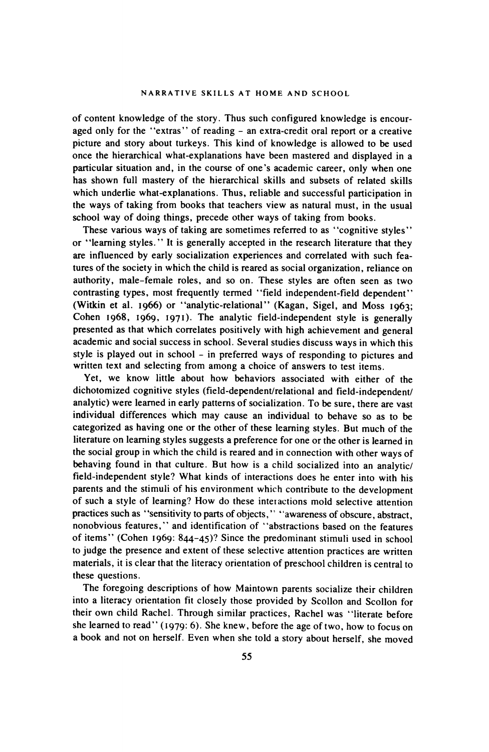of content knowledge of the story. Thus such configured knowledge is encouraged only for the "extras" of reading - an extra-credit oral report or a creative picture and story about turkeys. This kind of knowledge is allowed to be used once the hierarchical what-explanations have been mastered and displayed in a particular situation and, in the course of one's academic career, only when one has shown full mastery of the hierarchical skills and subsets of related skills which underlie what-explanations. Thus, reliable and successful participation in the ways of taking from books that teachers view as natural must, in the usual school way of doing things, precede other ways of taking from books.

These various ways of taking are sometimes referred to as "cognitive styles" or "learning styles." It is generally accepted in the research literature that they are influenced by early socialization experiences and correlated with such features of the society in which the child is reared as social organization, reliance on authority, male-female roles, and so on. These styles are often seen as two contrasting types, most frequently termed "field independent-field dependent" (Witkin et al. 1966) or "analytic-relational" (Kagan, Sigel, and Moss 1963; Cohen 1968, 1969, 1971). The analytic field-independent style is generally presented as that which correlates positively with high achievement and general academic and social success in school. Several studies discuss ways in which this style is played out in school - in preferred ways of responding to pictures and written text and selecting from among a choice of answers to test items.

Yet, we know little about how behaviors associated with either of the dichotomized cognitive styles (field-dependent/relational and field-independent/analytic) were learned in early patterns of socialization. To be sure, there are vast individual differences which may cause an individual to behave so as to be categorized as having one or the other of these learning styles. But much of the literature on learning styles suggests a preference for one or the other is learned in the social group in which the child is reared and in connection with other ways of behaving found in that culture. But how is a child socialized into an analytic/field-independent style? What kinds of interactions does he enter into with his parents and the stimuli of his environment which contribute to the development of such a style of learning? How do these interactions mold selective attention practices such as "sensitivity to parts of objects," "awareness of obscure, abstract, nonobvious features," and identification of "abstractions based on the features of items" (Cohen 1969: 844-45)? Since the predominant stimuli used in school to judge the presence and extent of these selective attention practices are written materials, it is clear that the literacy orientation of preschool children is central to these questions.

The foregoing descriptions of how Maintown parents socialize their children into a literacy orientation fit closely those provided by Scollon and Scollon for their own child Rachel. Through similar practices, Rachel was "literate before she learned to read" (1979: 6). She knew, before the age of two, how to focus on a book and not on herself. Even when she told a story about herself, she moved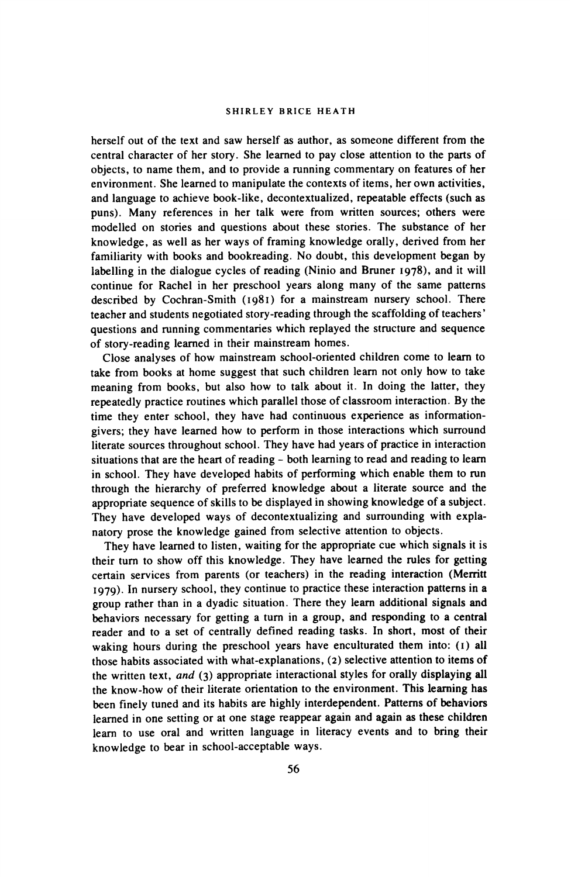herself out of the text and saw herself as author, as someone different from the central character of her story. She learned to pay close attention to the parts of objects, to name them, and to provide a running commentary on features of her environment. She learned to manipulate the contexts of items, her own activities, and language to achieve book-like, decontextualized, repeatable effects (such as puns). Many references in her talk were from written sources; others were modelled on stories and questions about these stories. The substance of her knowledge, as well as her ways of framing knowledge orally, derived from her familiarity with books and bookreading. No doubt, this development began by labelling in the dialogue cycles of reading (Ninio and Bruner 1978), and it will continue for Rachel in her preschool years along many of the same patterns described by Cochran-Smith (1981) for a mainstream nursery school. There teacher and students negotiated story-reading through the scaffolding of teachers' questions and running commentaries which replayed the structure and sequence of story-reading learned in their mainstream homes.

Close analyses of how mainstream school-oriented children come to learn to take from books at home suggest that such children learn not only how to take meaning from books, but also how to talk about it. In doing the latter, they repeatedly practice routines which parallel those of classroom interaction. By the time they enter school, they have had continuous experience as information-givers; they have learned how to perform in those interactions which surround literate sources throughout school. They have had years of practice in interaction situations that are the heart of reading – both learning to read and reading to learn in school. They have developed habits of performing which enable them to run through the hierarchy of preferred knowledge about a literate source and the appropriate sequence of skills to be displayed in showing knowledge of a subject. They have developed ways of decontextualizing and surrounding with explanatory prose the knowledge gained from selective attention to objects.

They have learned to listen, waiting for the appropriate cue which signals it is their turn to show off this knowledge. They have learned the rules for getting certain services from parents (or teachers) in the reading interaction (Merritt 1979). In nursery school, they continue to practice these interaction patterns in a group rather than in a dyadic situation. There they learn additional signals and behaviors necessary for getting a turn in a group, and responding to a central reader and to a set of centrally defined reading tasks. In short, most of their waking hours during the preschool years have enculturated them into: (1) all those habits associated with what-explanations, (2) selective attention to items of the written text, *and* (3) appropriate interactional styles for orally displaying all the know-how of their literate orientation to the environment. This learning has been finely tuned and its habits are highly interdependent. Patterns of behaviors learned in one setting or at one stage reappear again and again as these children learn to use oral and written language in literacy events and to bring their knowledge to bear in school-acceptable ways.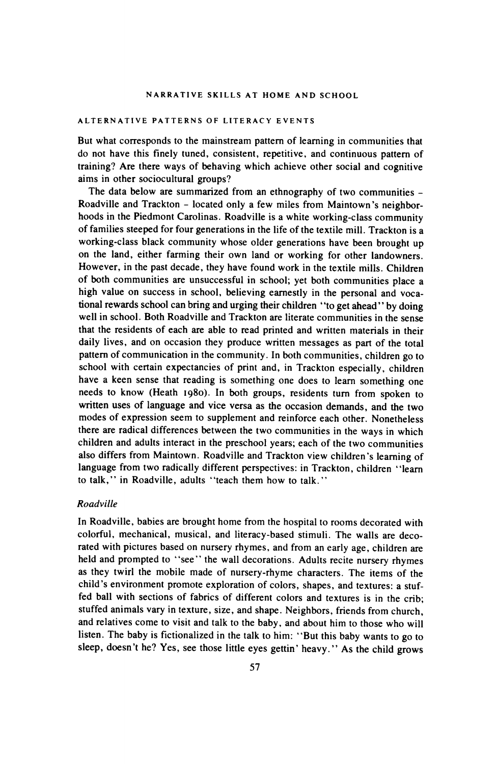## ALTERNATIVE PATTERNS OF LITERACY EVENTS

But what corresponds to the mainstream pattern of learning in communities that do not have this finely tuned, consistent, repetitive, and continuous pattern of training? Are there ways of behaving which achieve other social and cognitive aims in other sociocultural groups?

The data below are summarized from an ethnography of two communities – Roadville and Trackton – located only a few miles from Maintown's neighborhoods in the Piedmont Carolinas. Roadville is a white working-class community of families steeped for four generations in the life of the textile mill. Trackton is a working-class black community whose older generations have been brought up on the land, either farming their own land or working for other landowners. However, in the past decade, they have found work in the textile mills. Children of both communities are unsuccessful in school; yet both communities place a high value on success in school, believing earnestly in the personal and vocational rewards school can bring and urging their children "to get ahead" by doing well in school. Both Roadville and Trackton are literate communities in the sense that the residents of each are able to read printed and written materials in their daily lives, and on occasion they produce written messages as part of the total pattern of communication in the community. In both communities, children go to school with certain expectancies of print and, in Trackton especially, children have a keen sense that reading is something one does to learn something one needs to know (Heath 1980). In both groups, residents turn from spoken to written uses of language and vice versa as the occasion demands, and the two modes of expression seem to supplement and reinforce each other. Nonetheless there are radical differences between the two communities in the ways in which children and adults interact in the preschool years; each of the two communities also differs from Maintown. Roadville and Trackton view children's learning of language from two radically different perspectives: in Trackton, children "learn to talk," in Roadville, adults "teach them how to talk."

### *Roadville*

In Roadville, babies are brought home from the hospital to rooms decorated with colorful, mechanical, musical, and literacy-based stimuli. The walls are decorated with pictures based on nursery rhymes, and from an early age, children are held and prompted to "see" the wall decorations. Adults recite nursery rhymes as they twirl the mobile made of nursery-rhyme characters. The items of the child's environment promote exploration of colors, shapes, and textures: a stuffed ball with sections of fabrics of different colors and textures is in the crib; stuffed animals vary in texture, size, and shape. Neighbors, friends from church, and relatives come to visit and talk to the baby, and about him to those who will listen. The baby is fictionalized in the talk to him: "But this baby wants to go to sleep, doesn't he? Yes, see those little eyes gettin' heavy." As the child grows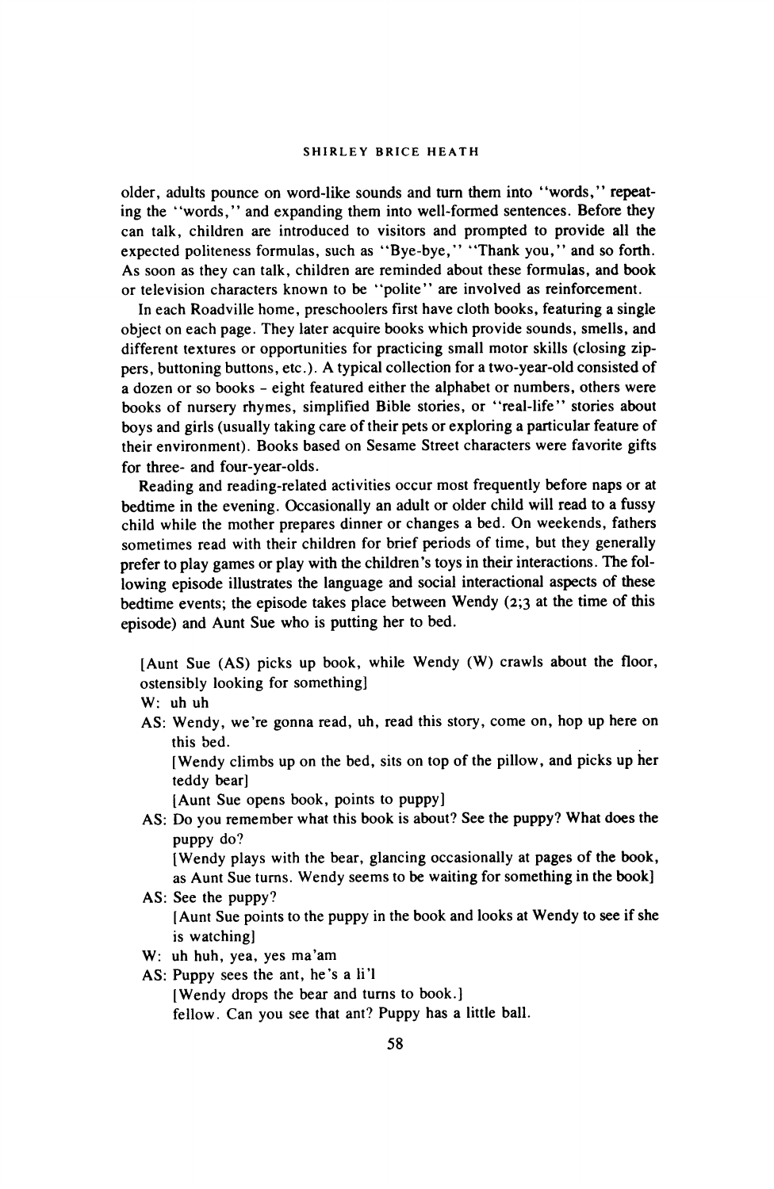older, adults pounce on word-like sounds and turn them into "words," repeating the "words," and expanding them into well-formed sentences. Before they can talk, children are introduced to visitors and prompted to provide all the expected politeness formulas, such as "Bye-bye," "Thank you," and so forth. As soon as they can talk, children are reminded about these formulas, and book or television characters known to be "polite" are involved as reinforcement.

In each Roadville home, preschoolers first have cloth books, featuring a single object on each page. They later acquire books which provide sounds, smells, and different textures or opportunities for practicing small motor skills (closing zippers, buttoning buttons, etc.). A typical collection for a two-year-old consisted of a dozen or so books – eight featured either the alphabet or numbers, others were books of nursery rhymes, simplified Bible stories, or "real-life" stories about boys and girls (usually taking care of their pets or exploring a particular feature of their environment). Books based on Sesame Street characters were favorite gifts for three- and four-year-olds.

Reading and reading-related activities occur most frequently before naps or at bedtime in the evening. Occasionally an adult or older child will read to a fussy child while the mother prepares dinner or changes a bed. On weekends, fathers sometimes read with their children for brief periods of time, but they generally prefer to play games or play with the children's toys in their interactions. The following episode illustrates the language and social interactional aspects of these bedtime events; the episode takes place between Wendy (2;3 at the time of this episode) and Aunt Sue who is putting her to bed.

[Aunt Sue (AS) picks up book, while Wendy (W) crawls about the floor, ostensibly looking for something]

W: uh uh

AS: Wendy, we're gonna read, uh, read this story, come on, hop up here on this bed.

[Wendy climbs up on the bed, sits on top of the pillow, and picks up her teddy bear]

[Aunt Sue opens book, points to puppy]

AS: Do you remember what this book is about? See the puppy? What does the puppy do?

[Wendy plays with the bear, glancing occasionally at pages of the book, as Aunt Sue turns. Wendy seems to be waiting for something in the book]

AS: See the puppy?

[Aunt Sue points to the puppy in the book and looks at Wendy to see if she is watching]

W: uh huh, yea, yes ma'am

AS: Puppy sees the ant, he's a li'l

[Wendy drops the bear and turns to book.]

fellow. Can you see that ant? Puppy has a little ball.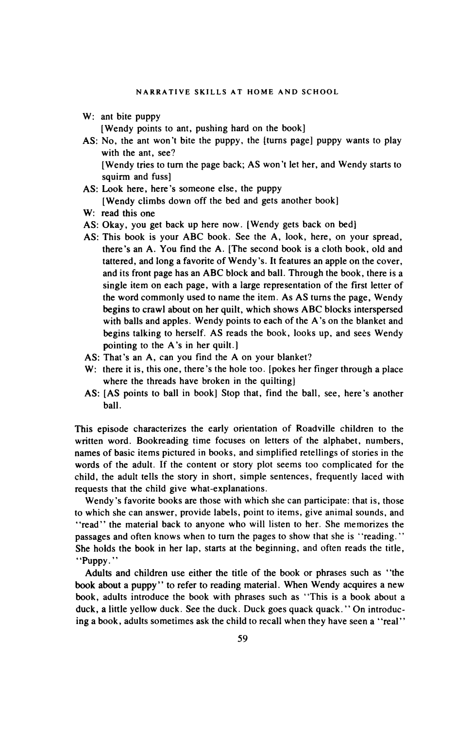W: ant bite puppy
[Wendy points to ant, pushing hard on the book]

AS: No, the ant won't bite the puppy, the [turns page] puppy wants to play with the ant, see?
[Wendy tries to turn the page back; AS won't let her, and Wendy starts to squirm and fuss]

AS: Look here, here's someone else, the puppy
[Wendy climbs down off the bed and gets another book]

W: read this one

AS: Okay, you get back up here now. [Wendy gets back on bed]

AS: This book is your ABC book. See the A, look, here, on your spread, there's an A. You find the A. [The second book is a cloth book, old and tattered, and long a favorite of Wendy's. It features an apple on the cover, and its front page has an ABC block and ball. Through the book, there is a single item on each page, with a large representation of the first letter of the word commonly used to name the item. As AS turns the page, Wendy begins to crawl about on her quilt, which shows ABC blocks interspersed with balls and apples. Wendy points to each of the A's on the blanket and begins talking to herself. AS reads the book, looks up, and sees Wendy pointing to the A's in her quilt.]

AS: That's an A, can you find the A on your blanket?

W: there it is, this one, there's the hole too. [pokes her finger through a place where the threads have broken in the quilting]

AS: [AS points to ball in book] Stop that, find the ball, see, here's another ball.

This episode characterizes the early orientation of Roadville children to the written word. Bookreading time focuses on letters of the alphabet, numbers, names of basic items pictured in books, and simplified retellings of stories in the words of the adult. If the content or story plot seems too complicated for the child, the adult tells the story in short, simple sentences, frequently laced with requests that the child give what-explanations.

Wendy's favorite books are those with which she can participate: that is, those to which she can answer, provide labels, point to items, give animal sounds, and "read" the material back to anyone who will listen to her. She memorizes the passages and often knows when to turn the pages to show that she is "reading." She holds the book in her lap, starts at the beginning, and often reads the title, "Puppy."

Adults and children use either the title of the book or phrases such as "the book about a puppy" to refer to reading material. When Wendy acquires a new book, adults introduce the book with phrases such as "This is a book about a duck, a little yellow duck. See the duck. Duck goes quack quack." On introducing a book, adults sometimes ask the child to recall when they have seen a "real"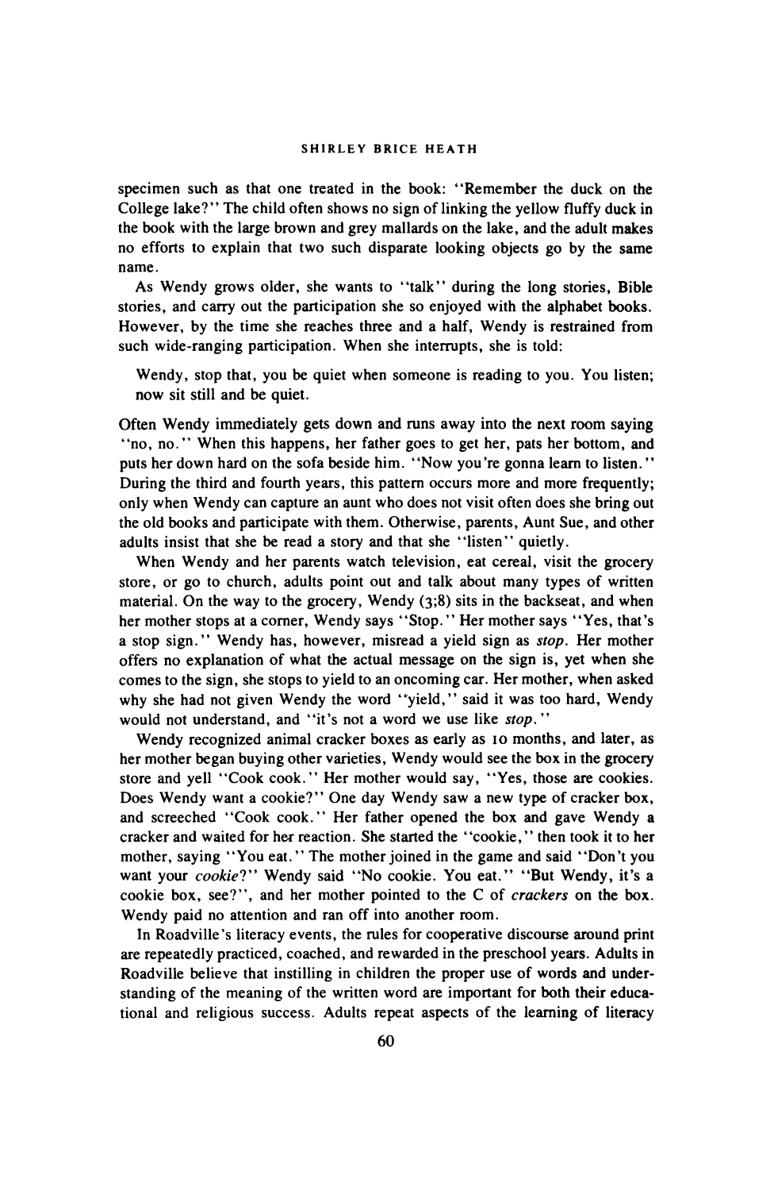specimen such as that one treated in the book: "Remember the duck on the College lake?" The child often shows no sign of linking the yellow fluffy duck in the book with the large brown and grey mallards on the lake, and the adult makes no efforts to explain that two such disparate looking objects go by the same name.

As Wendy grows older, she wants to "talk" during the long stories, Bible stories, and carry out the participation she so enjoyed with the alphabet books. However, by the time she reaches three and a half, Wendy is restrained from such wide-ranging participation. When she interrupts, she is told:

> Wendy, stop that, you be quiet when someone is reading to you. You listen; now sit still and be quiet.

Often Wendy immediately gets down and runs away into the next room saying "no, no." When this happens, her father goes to get her, pats her bottom, and puts her down hard on the sofa beside him. "Now you're gonna learn to listen." During the third and fourth years, this pattern occurs more and more frequently; only when Wendy can capture an aunt who does not visit often does she bring out the old books and participate with them. Otherwise, parents, Aunt Sue, and other adults insist that she be read a story and that she "listen" quietly.

When Wendy and her parents watch television, eat cereal, visit the grocery store, or go to church, adults point out and talk about many types of written material. On the way to the grocery, Wendy (3;8) sits in the backseat, and when her mother stops at a corner, Wendy says "Stop." Her mother says "Yes, that's a stop sign." Wendy has, however, misread a yield sign as *stop*. Her mother offers no explanation of what the actual message on the sign is, yet when she comes to the sign, she stops to yield to an oncoming car. Her mother, when asked why she had not given Wendy the word "yield," said it was too hard, Wendy would not understand, and "it's not a word we use like *stop*."

Wendy recognized animal cracker boxes as early as 10 months, and later, as her mother began buying other varieties, Wendy would see the box in the grocery store and yell "Cook cook." Her mother would say, "Yes, those are cookies. Does Wendy want a cookie?" One day Wendy saw a new type of cracker box, and screeched "Cook cook." Her father opened the box and gave Wendy a cracker and waited for her reaction. She started the "cookie," then took it to her mother, saying "You eat." The mother joined in the game and said "Don't you want your *cookie*?" Wendy said "No cookie. You eat." "But Wendy, it's a cookie box, see?", and her mother pointed to the C of *crackers* on the box. Wendy paid no attention and ran off into another room.

In Roadville's literacy events, the rules for cooperative discourse around print are repeatedly practiced, coached, and rewarded in the preschool years. Adults in Roadville believe that instilling in children the proper use of words and understanding of the meaning of the written word are important for both their educational and religious success. Adults repeat aspects of the learning of literacy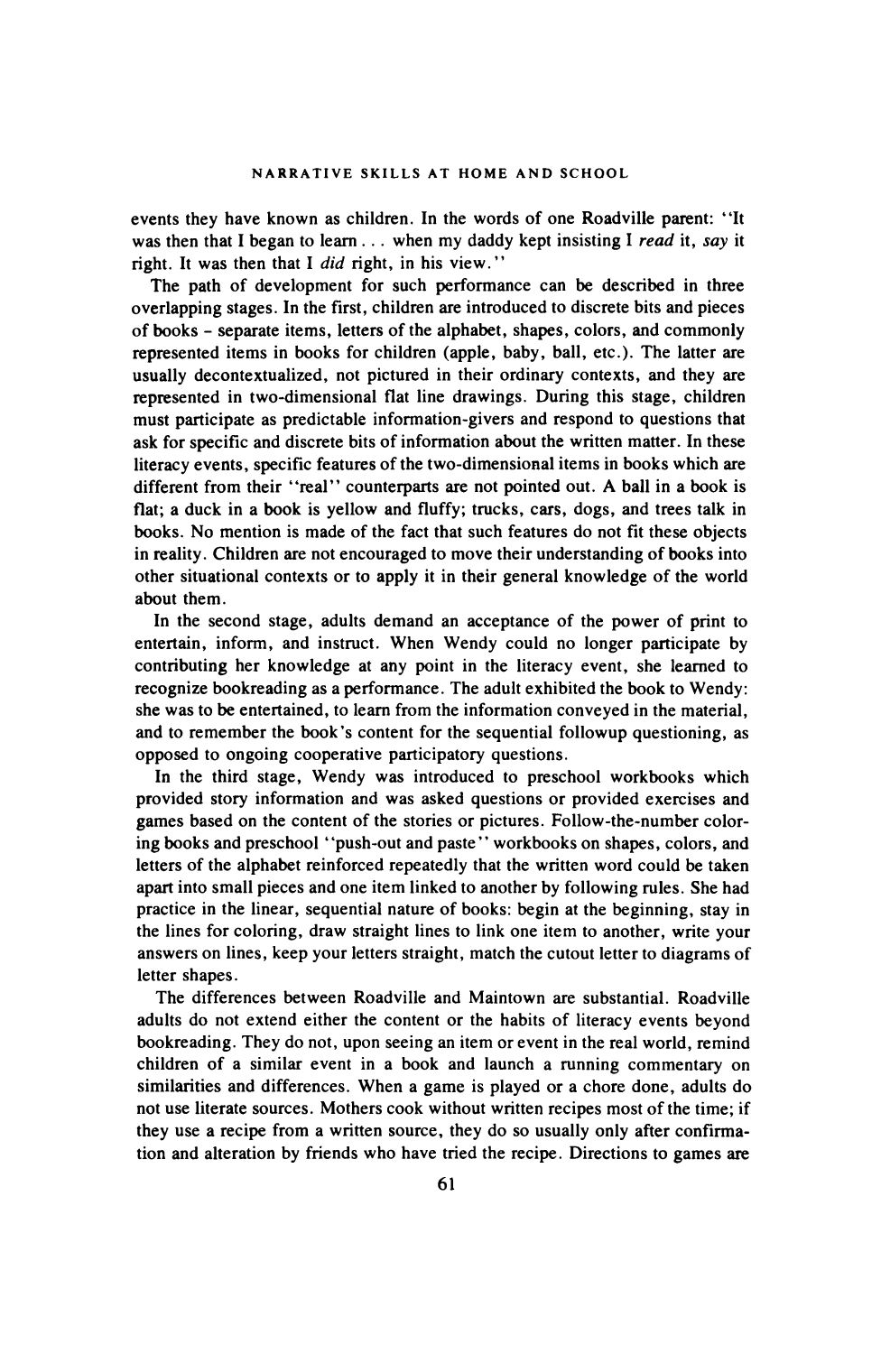events they have known as children. In the words of one Roadville parent: "It was then that I began to learn . . . when my daddy kept insisting I *read* it, *say* it right. It was then that I *did* right, in his view."

The path of development for such performance can be described in three overlapping stages. In the first, children are introduced to discrete bits and pieces of books – separate items, letters of the alphabet, shapes, colors, and commonly represented items in books for children (apple, baby, ball, etc.). The latter are usually decontextualized, not pictured in their ordinary contexts, and they are represented in two-dimensional flat line drawings. During this stage, children must participate as predictable information-givers and respond to questions that ask for specific and discrete bits of information about the written matter. In these literacy events, specific features of the two-dimensional items in books which are different from their "real" counterparts are not pointed out. A ball in a book is flat; a duck in a book is yellow and fluffy; trucks, cars, dogs, and trees talk in books. No mention is made of the fact that such features do not fit these objects in reality. Children are not encouraged to move their understanding of books into other situational contexts or to apply it in their general knowledge of the world about them.

In the second stage, adults demand an acceptance of the power of print to entertain, inform, and instruct. When Wendy could no longer participate by contributing her knowledge at any point in the literacy event, she learned to recognize bookreading as a performance. The adult exhibited the book to Wendy: she was to be entertained, to learn from the information conveyed in the material, and to remember the book's content for the sequential followup questioning, as opposed to ongoing cooperative participatory questions.

In the third stage, Wendy was introduced to preschool workbooks which provided story information and was asked questions or provided exercises and games based on the content of the stories or pictures. Follow-the-number coloring books and preschool "push-out and paste" workbooks on shapes, colors, and letters of the alphabet reinforced repeatedly that the written word could be taken apart into small pieces and one item linked to another by following rules. She had practice in the linear, sequential nature of books: begin at the beginning, stay in the lines for coloring, draw straight lines to link one item to another, write your answers on lines, keep your letters straight, match the cutout letter to diagrams of letter shapes.

The differences between Roadville and Maintown are substantial. Roadville adults do not extend either the content or the habits of literacy events beyond bookreading. They do not, upon seeing an item or event in the real world, remind children of a similar event in a book and launch a running commentary on similarities and differences. When a game is played or a chore done, adults do not use literate sources. Mothers cook without written recipes most of the time; if they use a recipe from a written source, they do so usually only after confirmation and alteration by friends who have tried the recipe. Directions to games are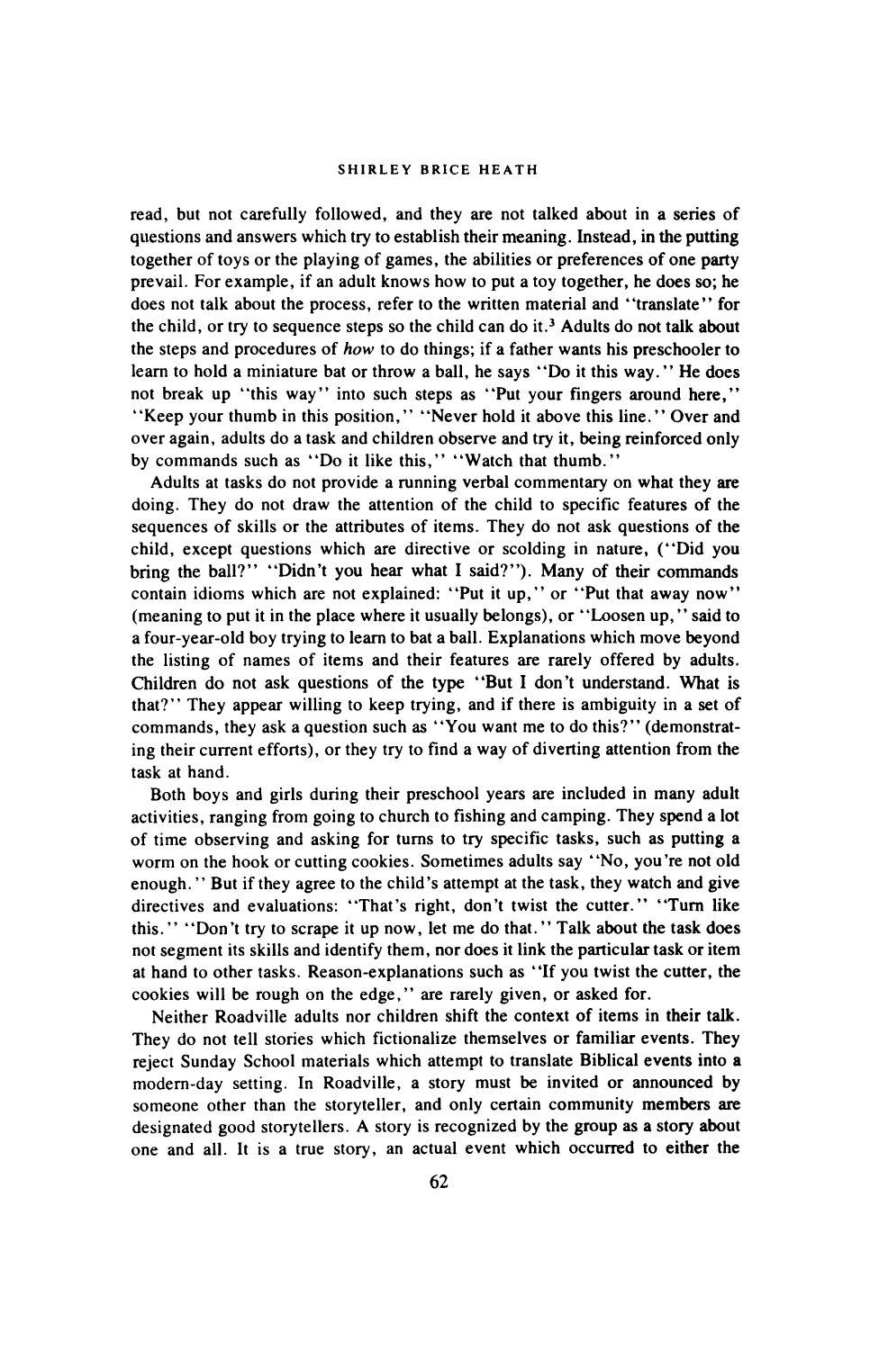read, but not carefully followed, and they are not talked about in a series of questions and answers which try to establish their meaning. Instead, in the putting together of toys or the playing of games, the abilities or preferences of one party prevail. For example, if an adult knows how to put a toy together, he does so; he does not talk about the process, refer to the written material and "translate" for the child, or try to sequence steps so the child can do it.[3] Adults do not talk about the steps and procedures of *how* to do things; if a father wants his preschooler to learn to hold a miniature bat or throw a ball, he says "Do it this way." He does not break up "this way" into such steps as "Put your fingers around here," "Keep your thumb in this position," "Never hold it above this line." Over and over again, adults do a task and children observe and try it, being reinforced only by commands such as "Do it like this," "Watch that thumb."

Adults at tasks do not provide a running verbal commentary on what they are doing. They do not draw the attention of the child to specific features of the sequences of skills or the attributes of items. They do not ask questions of the child, except questions which are directive or scolding in nature, ("Did you bring the ball?" "Didn't you hear what I said?"). Many of their commands contain idioms which are not explained: "Put it up," or "Put that away now" (meaning to put it in the place where it usually belongs), or "Loosen up," said to a four-year-old boy trying to learn to bat a ball. Explanations which move beyond the listing of names of items and their features are rarely offered by adults. Children do not ask questions of the type "But I don't understand. What is that?" They appear willing to keep trying, and if there is ambiguity in a set of commands, they ask a question such as "You want me to do this?" (demonstrating their current efforts), or they try to find a way of diverting attention from the task at hand.

Both boys and girls during their preschool years are included in many adult activities, ranging from going to church to fishing and camping. They spend a lot of time observing and asking for turns to try specific tasks, such as putting a worm on the hook or cutting cookies. Sometimes adults say "No, you're not old enough." But if they agree to the child's attempt at the task, they watch and give directives and evaluations: "That's right, don't twist the cutter." "Turn like this." "Don't try to scrape it up now, let me do that." Talk about the task does not segment its skills and identify them, nor does it link the particular task or item at hand to other tasks. Reason-explanations such as "If you twist the cutter, the cookies will be rough on the edge," are rarely given, or asked for.

Neither Roadville adults nor children shift the context of items in their talk. They do not tell stories which fictionalize themselves or familiar events. They reject Sunday School materials which attempt to translate Biblical events into a modern-day setting. In Roadville, a story must be invited or announced by someone other than the storyteller, and only certain community members are designated good storytellers. A story is recognized by the group as a story about one and all. It is a true story, an actual event which occurred to either the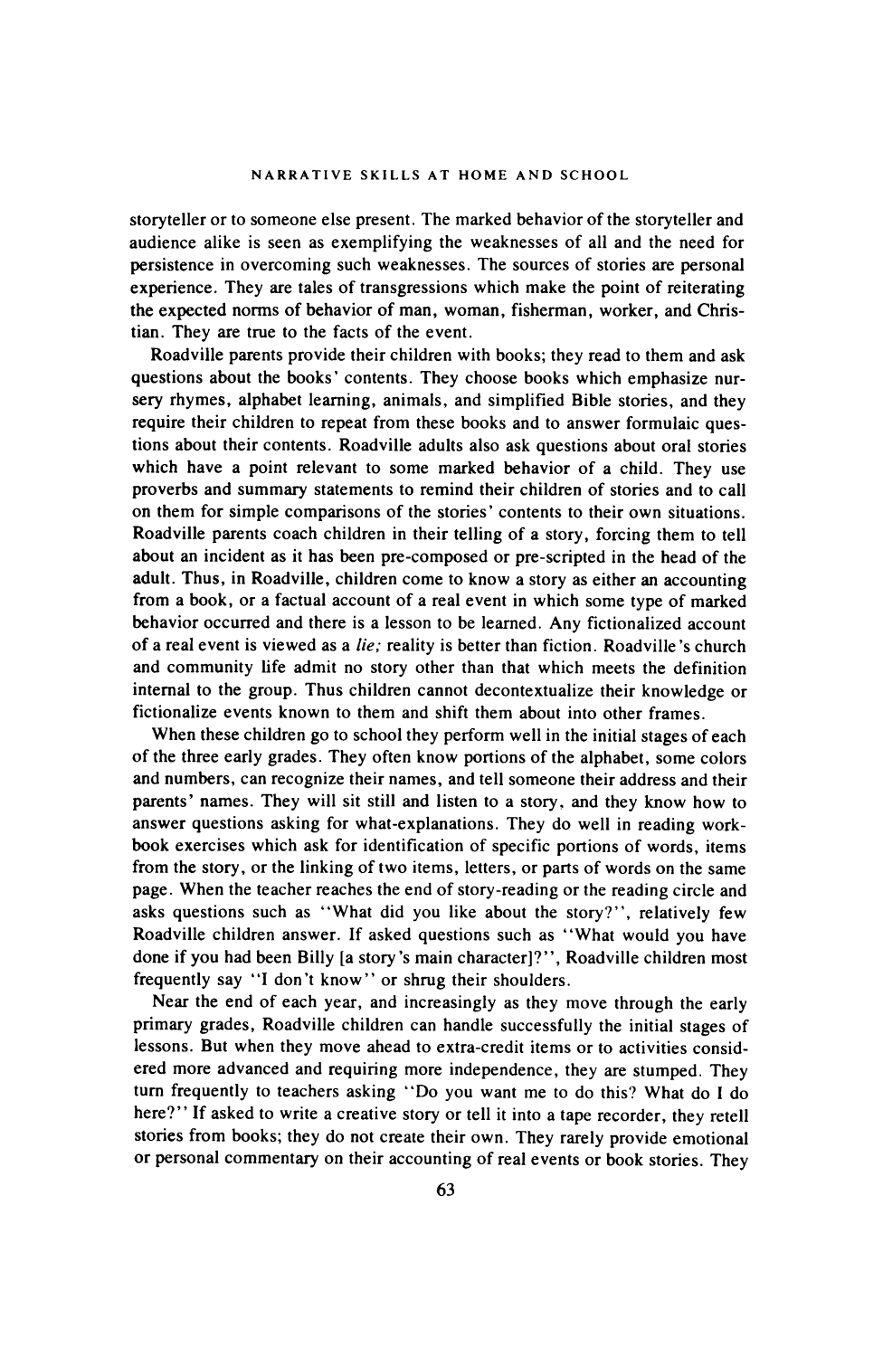storyteller or to someone else present. The marked behavior of the storyteller and audience alike is seen as exemplifying the weaknesses of all and the need for persistence in overcoming such weaknesses. The sources of stories are personal experience. They are tales of transgressions which make the point of reiterating the expected norms of behavior of man, woman, fisherman, worker, and Christian. They are true to the facts of the event.

Roadville parents provide their children with books; they read to them and ask questions about the books' contents. They choose books which emphasize nursery rhymes, alphabet learning, animals, and simplified Bible stories, and they require their children to repeat from these books and to answer formulaic questions about their contents. Roadville adults also ask questions about oral stories which have a point relevant to some marked behavior of a child. They use proverbs and summary statements to remind their children of stories and to call on them for simple comparisons of the stories' contents to their own situations. Roadville parents coach children in their telling of a story, forcing them to tell about an incident as it has been pre-composed or pre-scripted in the head of the adult. Thus, in Roadville, children come to know a story as either an accounting from a book, or a factual account of a real event in which some type of marked behavior occurred and there is a lesson to be learned. Any fictionalized account of a real event is viewed as a *lie;* reality is better than fiction. Roadville's church and community life admit no story other than that which meets the definition internal to the group. Thus children cannot decontextualize their knowledge or fictionalize events known to them and shift them about into other frames.

When these children go to school they perform well in the initial stages of each of the three early grades. They often know portions of the alphabet, some colors and numbers, can recognize their names, and tell someone their address and their parents' names. They will sit still and listen to a story, and they know how to answer questions asking for what-explanations. They do well in reading workbook exercises which ask for identification of specific portions of words, items from the story, or the linking of two items, letters, or parts of words on the same page. When the teacher reaches the end of story-reading or the reading circle and asks questions such as "What did you like about the story?", relatively few Roadville children answer. If asked questions such as "What would you have done if you had been Billy [a story's main character]?", Roadville children most frequently say "I don't know" or shrug their shoulders.

Near the end of each year, and increasingly as they move through the early primary grades, Roadville children can handle successfully the initial stages of lessons. But when they move ahead to extra-credit items or to activities considered more advanced and requiring more independence, they are stumped. They turn frequently to teachers asking "Do you want me to do this? What do I do here?" If asked to write a creative story or tell it into a tape recorder, they retell stories from books; they do not create their own. They rarely provide emotional or personal commentary on their accounting of real events or book stories. They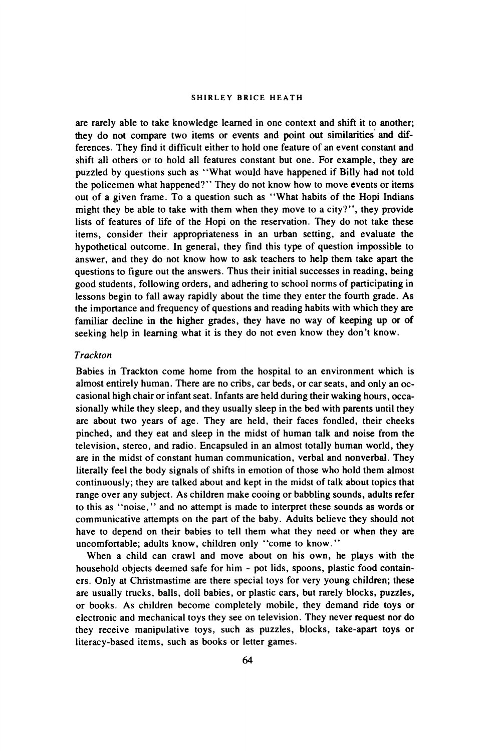are rarely able to take knowledge learned in one context and shift it to another; they do not compare two items or events and point out similarities and differences. They find it difficult either to hold one feature of an event constant and shift all others or to hold all features constant but one. For example, they are puzzled by questions such as "What would have happened if Billy had not told the policemen what happened?" They do not know how to move events or items out of a given frame. To a question such as "What habits of the Hopi Indians might they be able to take with them when they move to a city?", they provide lists of features of life of the Hopi on the reservation. They do not take these items, consider their appropriateness in an urban setting, and evaluate the hypothetical outcome. In general, they find this type of question impossible to answer, and they do not know how to ask teachers to help them take apart the questions to figure out the answers. Thus their initial successes in reading, being good students, following orders, and adhering to school norms of participating in lessons begin to fall away rapidly about the time they enter the fourth grade. As the importance and frequency of questions and reading habits with which they are familiar decline in the higher grades, they have no way of keeping up or of seeking help in learning what it is they do not even know they don't know.

### *Trackton*

Babies in Trackton come home from the hospital to an environment which is almost entirely human. There are no cribs, car beds, or car seats, and only an occasional high chair or infant seat. Infants are held during their waking hours, occasionally while they sleep, and they usually sleep in the bed with parents until they are about two years of age. They are held, their faces fondled, their cheeks pinched, and they eat and sleep in the midst of human talk and noise from the television, stereo, and radio. Encapsuled in an almost totally human world, they are in the midst of constant human communication, verbal and nonverbal. They literally feel the body signals of shifts in emotion of those who hold them almost continuously; they are talked about and kept in the midst of talk about topics that range over any subject. As children make cooing or babbling sounds, adults refer to this as "noise," and no attempt is made to interpret these sounds as words or communicative attempts on the part of the baby. Adults believe they should not have to depend on their babies to tell them what they need or when they are uncomfortable; adults know, children only "come to know."

When a child can crawl and move about on his own, he plays with the household objects deemed safe for him - pot lids, spoons, plastic food containers. Only at Christmastime are there special toys for very young children; these are usually trucks, balls, doll babies, or plastic cars, but rarely blocks, puzzles, or books. As children become completely mobile, they demand ride toys or electronic and mechanical toys they see on television. They never request nor do they receive manipulative toys, such as puzzles, blocks, take-apart toys or literacy-based items, such as books or letter games.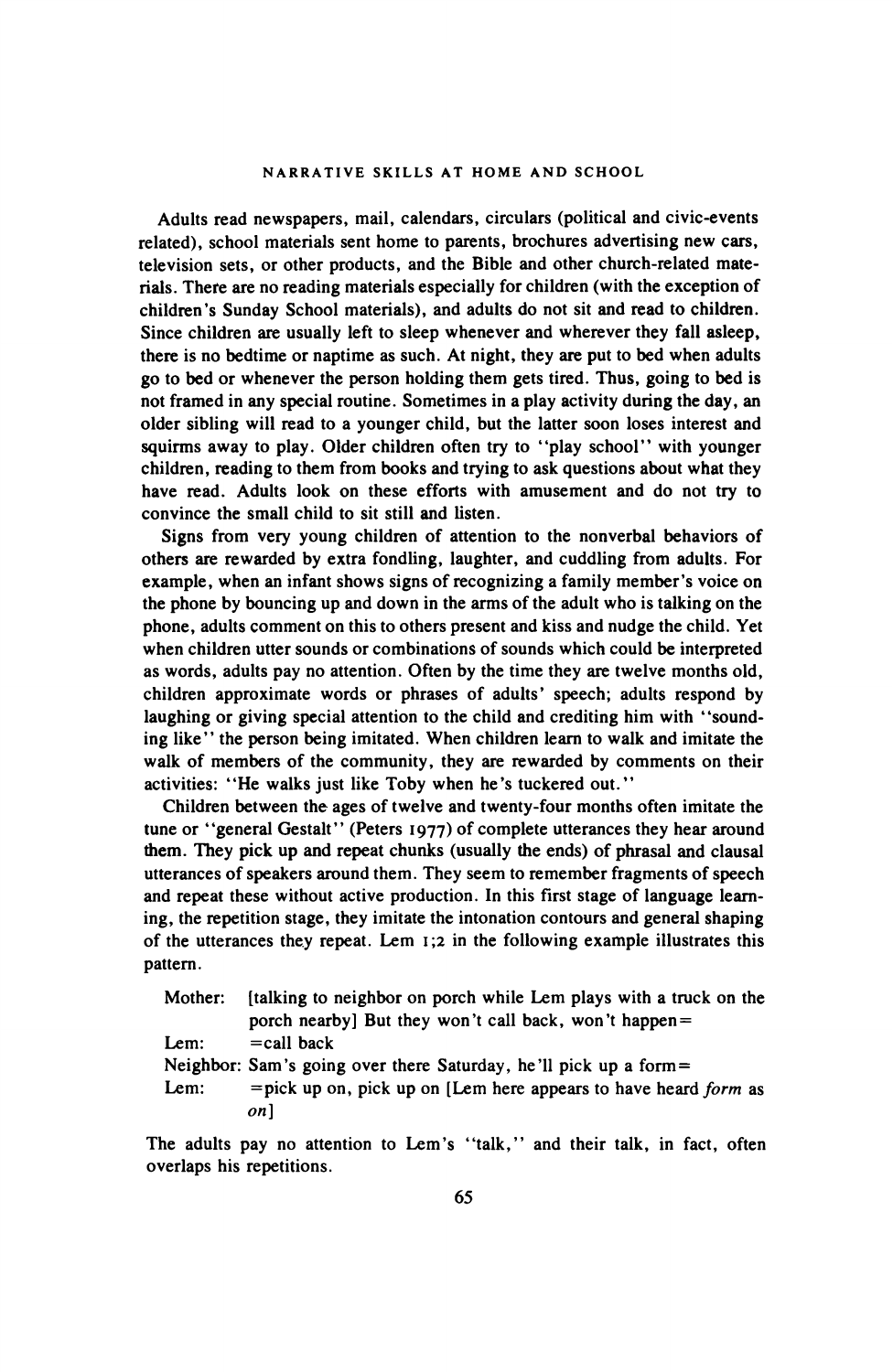Adults read newspapers, mail, calendars, circulars (political and civic-events related), school materials sent home to parents, brochures advertising new cars, television sets, or other products, and the Bible and other church-related materials. There are no reading materials especially for children (with the exception of children's Sunday School materials), and adults do not sit and read to children. Since children are usually left to sleep whenever and wherever they fall asleep, there is no bedtime or naptime as such. At night, they are put to bed when adults go to bed or whenever the person holding them gets tired. Thus, going to bed is not framed in any special routine. Sometimes in a play activity during the day, an older sibling will read to a younger child, but the latter soon loses interest and squirms away to play. Older children often try to "play school" with younger children, reading to them from books and trying to ask questions about what they have read. Adults look on these efforts with amusement and do not try to convince the small child to sit still and listen.

Signs from very young children of attention to the nonverbal behaviors of others are rewarded by extra fondling, laughter, and cuddling from adults. For example, when an infant shows signs of recognizing a family member's voice on the phone by bouncing up and down in the arms of the adult who is talking on the phone, adults comment on this to others present and kiss and nudge the child. Yet when children utter sounds or combinations of sounds which could be interpreted as words, adults pay no attention. Often by the time they are twelve months old, children approximate words or phrases of adults' speech; adults respond by laughing or giving special attention to the child and crediting him with "sounding like" the person being imitated. When children learn to walk and imitate the walk of members of the community, they are rewarded by comments on their activities: "He walks just like Toby when he's tuckered out."

Children between the ages of twelve and twenty-four months often imitate the tune or "general Gestalt" (Peters 1977) of complete utterances they hear around them. They pick up and repeat chunks (usually the ends) of phrasal and clausal utterances of speakers around them. They seem to remember fragments of speech and repeat these without active production. In this first stage of language learning, the repetition stage, they imitate the intonation contours and general shaping of the utterances they repeat. Lem 1;2 in the following example illustrates this pattern.

Mother: [talking to neighbor on porch while Lem plays with a truck on the porch nearby] But they won't call back, won't happen=
Lem: =call back
Neighbor: Sam's going over there Saturday, he'll pick up a form=
Lem: =pick up on, pick up on [Lem here appears to have heard *form* as *on*]

The adults pay no attention to Lem's "talk," and their talk, in fact, often overlaps his repetitions.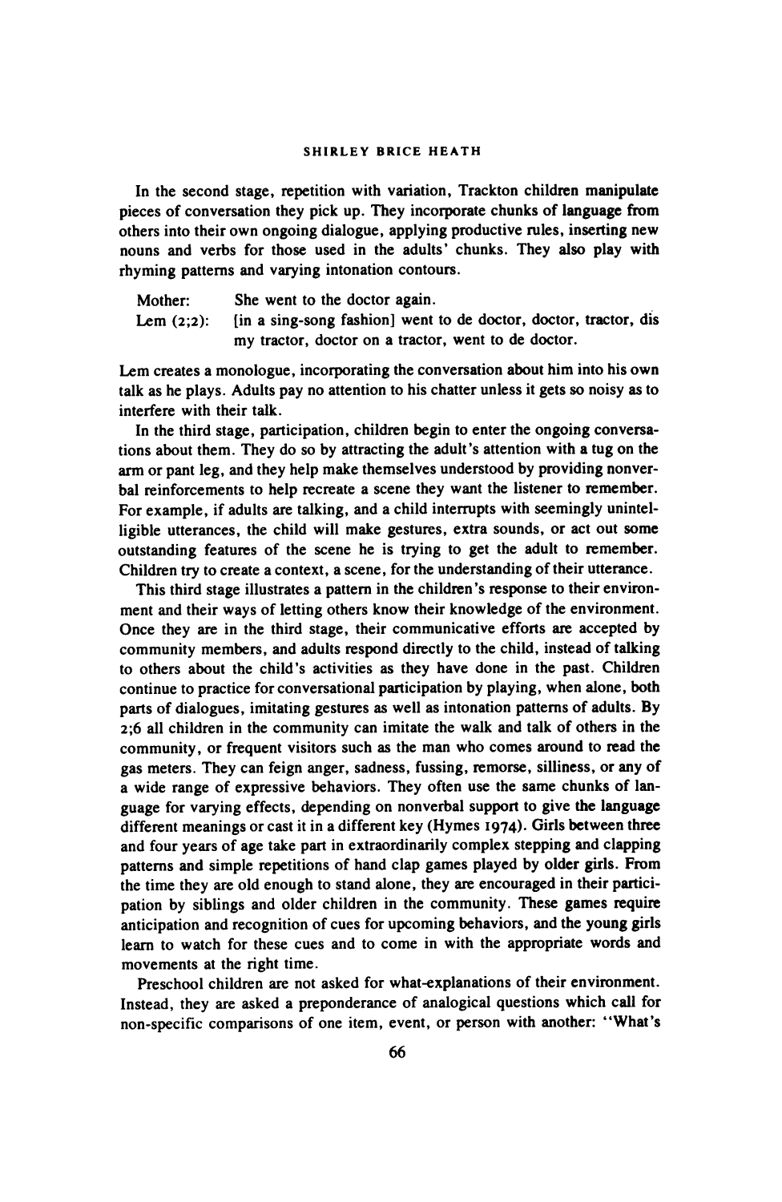In the second stage, repetition with variation, Trackton children manipulate pieces of conversation they pick up. They incorporate chunks of language from others into their own ongoing dialogue, applying productive rules, inserting new nouns and verbs for those used in the adults' chunks. They also play with rhyming patterns and varying intonation contours.

| | |
|---|---|
| Mother: | She went to the doctor again. |
| Lem (2;2): | [in a sing-song fashion] went to de doctor, doctor, tractor, dis my tractor, doctor on a tractor, went to de doctor. |

Lem creates a monologue, incorporating the conversation about him into his own talk as he plays. Adults pay no attention to his chatter unless it gets so noisy as to interfere with their talk.

In the third stage, participation, children begin to enter the ongoing conversations about them. They do so by attracting the adult's attention with a tug on the arm or pant leg, and they help make themselves understood by providing nonverbal reinforcements to help recreate a scene they want the listener to remember. For example, if adults are talking, and a child interrupts with seemingly unintelligible utterances, the child will make gestures, extra sounds, or act out some outstanding features of the scene he is trying to get the adult to remember. Children try to create a context, a scene, for the understanding of their utterance.

This third stage illustrates a pattern in the children's response to their environment and their ways of letting others know their knowledge of the environment. Once they are in the third stage, their communicative efforts are accepted by community members, and adults respond directly to the child, instead of talking to others about the child's activities as they have done in the past. Children continue to practice for conversational participation by playing, when alone, both parts of dialogues, imitating gestures as well as intonation patterns of adults. By 2;6 all children in the community can imitate the walk and talk of others in the community, or frequent visitors such as the man who comes around to read the gas meters. They can feign anger, sadness, fussing, remorse, silliness, or any of a wide range of expressive behaviors. They often use the same chunks of language for varying effects, depending on nonverbal support to give the language different meanings or cast it in a different key (Hymes 1974). Girls between three and four years of age take part in extraordinarily complex stepping and clapping patterns and simple repetitions of hand clap games played by older girls. From the time they are old enough to stand alone, they are encouraged in their participation by siblings and older children in the community. These games require anticipation and recognition of cues for upcoming behaviors, and the young girls learn to watch for these cues and to come in with the appropriate words and movements at the right time.

Preschool children are not asked for what-explanations of their environment. Instead, they are asked a preponderance of analogical questions which call for non-specific comparisons of one item, event, or person with another: "What's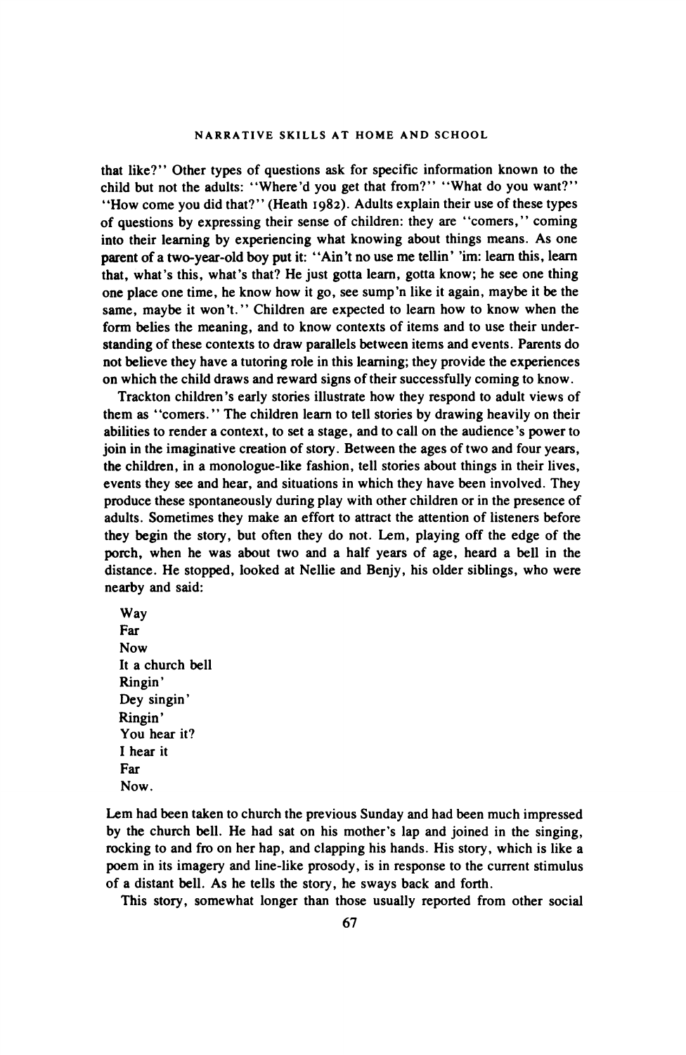that like?" Other types of questions ask for specific information known to the child but not the adults: "Where'd you get that from?" "What do you want?" "How come you did that?" (Heath 1982). Adults explain their use of these types of questions by expressing their sense of children: they are "comers," coming into their learning by experiencing what knowing about things means. As one parent of a two-year-old boy put it: "Ain't no use me tellin' 'im: learn this, learn that, what's this, what's that? He just gotta learn, gotta know; he see one thing one place one time, he know how it go, see sump'n like it again, maybe it be the same, maybe it won't." Children are expected to learn how to know when the form belies the meaning, and to know contexts of items and to use their understanding of these contexts to draw parallels between items and events. Parents do not believe they have a tutoring role in this learning; they provide the experiences on which the child draws and reward signs of their successfully coming to know.

Trackton children's early stories illustrate how they respond to adult views of them as "comers." The children learn to tell stories by drawing heavily on their abilities to render a context, to set a stage, and to call on the audience's power to join in the imaginative creation of story. Between the ages of two and four years, the children, in a monologue-like fashion, tell stories about things in their lives, events they see and hear, and situations in which they have been involved. They produce these spontaneously during play with other children or in the presence of adults. Sometimes they make an effort to attract the attention of listeners before they begin the story, but often they do not. Lem, playing off the edge of the porch, when he was about two and a half years of age, heard a bell in the distance. He stopped, looked at Nellie and Benjy, his older siblings, who were nearby and said:

> Way  
> Far  
> Now  
> It a church bell  
> Ringin'  
> Dey singin'  
> Ringin'  
> You hear it?  
> I hear it  
> Far  
> Now.

Lem had been taken to church the previous Sunday and had been much impressed by the church bell. He had sat on his mother's lap and joined in the singing, rocking to and fro on her hap, and clapping his hands. His story, which is like a poem in its imagery and line-like prosody, is in response to the current stimulus of a distant bell. As he tells the story, he sways back and forth.

This story, somewhat longer than those usually reported from other social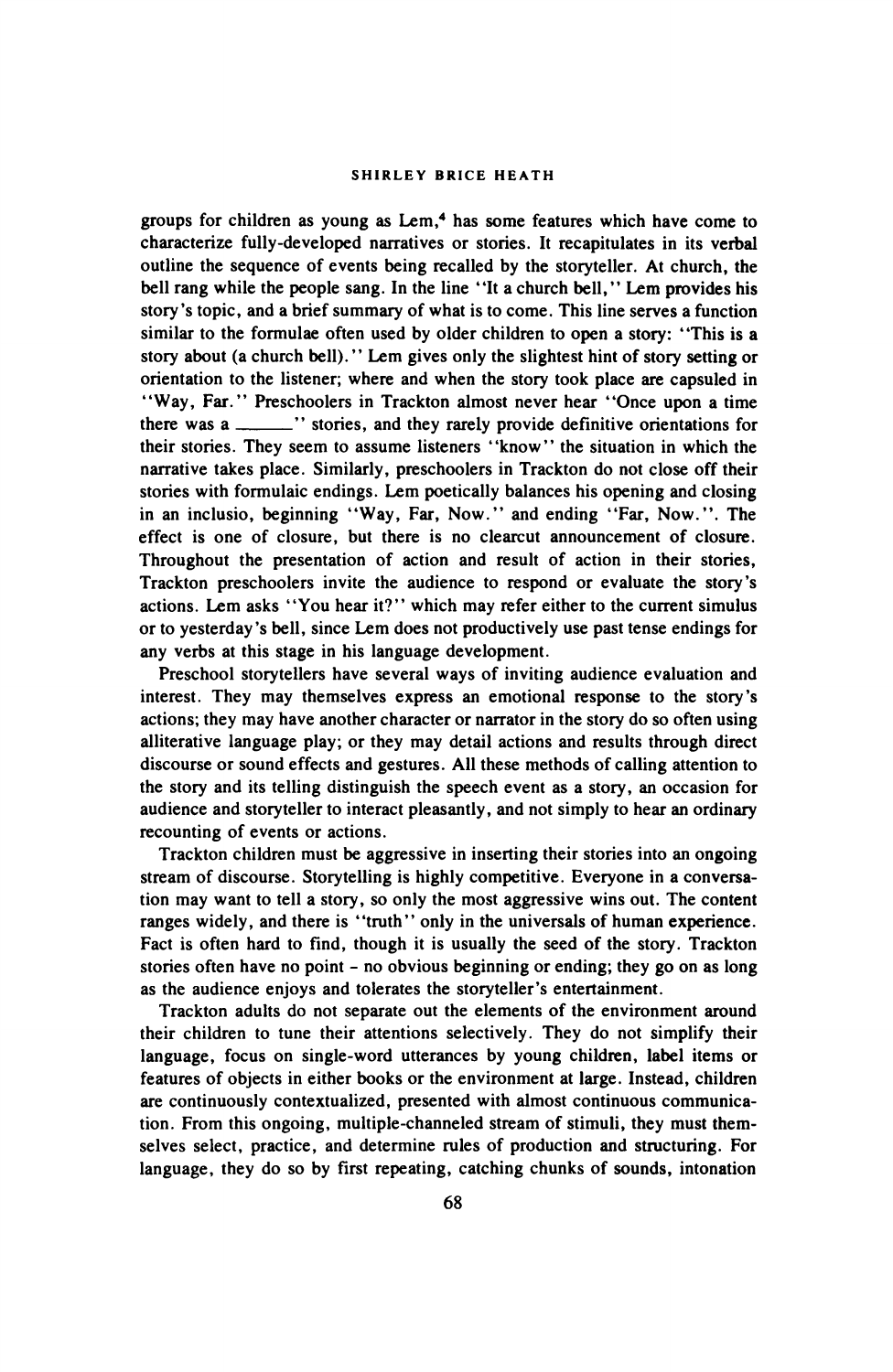groups for children as young as Lem,[4] has some features which have come to characterize fully-developed narratives or stories. It recapitulates in its verbal outline the sequence of events being recalled by the storyteller. At church, the bell rang while the people sang. In the line "It a church bell," Lem provides his story's topic, and a brief summary of what is to come. This line serves a function similar to the formulae often used by older children to open a story: "This is a story about (a church bell)." Lem gives only the slightest hint of story setting or orientation to the listener; where and when the story took place are capsuled in "Way, Far." Preschoolers in Trackton almost never hear "Once upon a time there was a ______" stories, and they rarely provide definitive orientations for their stories. They seem to assume listeners "know" the situation in which the narrative takes place. Similarly, preschoolers in Trackton do not close off their stories with formulaic endings. Lem poetically balances his opening and closing in an inclusio, beginning "Way, Far, Now." and ending "Far, Now.". The effect is one of closure, but there is no clearcut announcement of closure. Throughout the presentation of action and result of action in their stories, Trackton preschoolers invite the audience to respond or evaluate the story's actions. Lem asks "You hear it?" which may refer either to the current simulus or to yesterday's bell, since Lem does not productively use past tense endings for any verbs at this stage in his language development.

Preschool storytellers have several ways of inviting audience evaluation and interest. They may themselves express an emotional response to the story's actions; they may have another character or narrator in the story do so often using alliterative language play; or they may detail actions and results through direct discourse or sound effects and gestures. All these methods of calling attention to the story and its telling distinguish the speech event as a story, an occasion for audience and storyteller to interact pleasantly, and not simply to hear an ordinary recounting of events or actions.

Trackton children must be aggressive in inserting their stories into an ongoing stream of discourse. Storytelling is highly competitive. Everyone in a conversation may want to tell a story, so only the most aggressive wins out. The content ranges widely, and there is "truth" only in the universals of human experience. Fact is often hard to find, though it is usually the seed of the story. Trackton stories often have no point - no obvious beginning or ending; they go on as long as the audience enjoys and tolerates the storyteller's entertainment.

Trackton adults do not separate out the elements of the environment around their children to tune their attentions selectively. They do not simplify their language, focus on single-word utterances by young children, label items or features of objects in either books or the environment at large. Instead, children are continuously contextualized, presented with almost continuous communication. From this ongoing, multiple-channeled stream of stimuli, they must themselves select, practice, and determine rules of production and structuring. For language, they do so by first repeating, catching chunks of sounds, intonation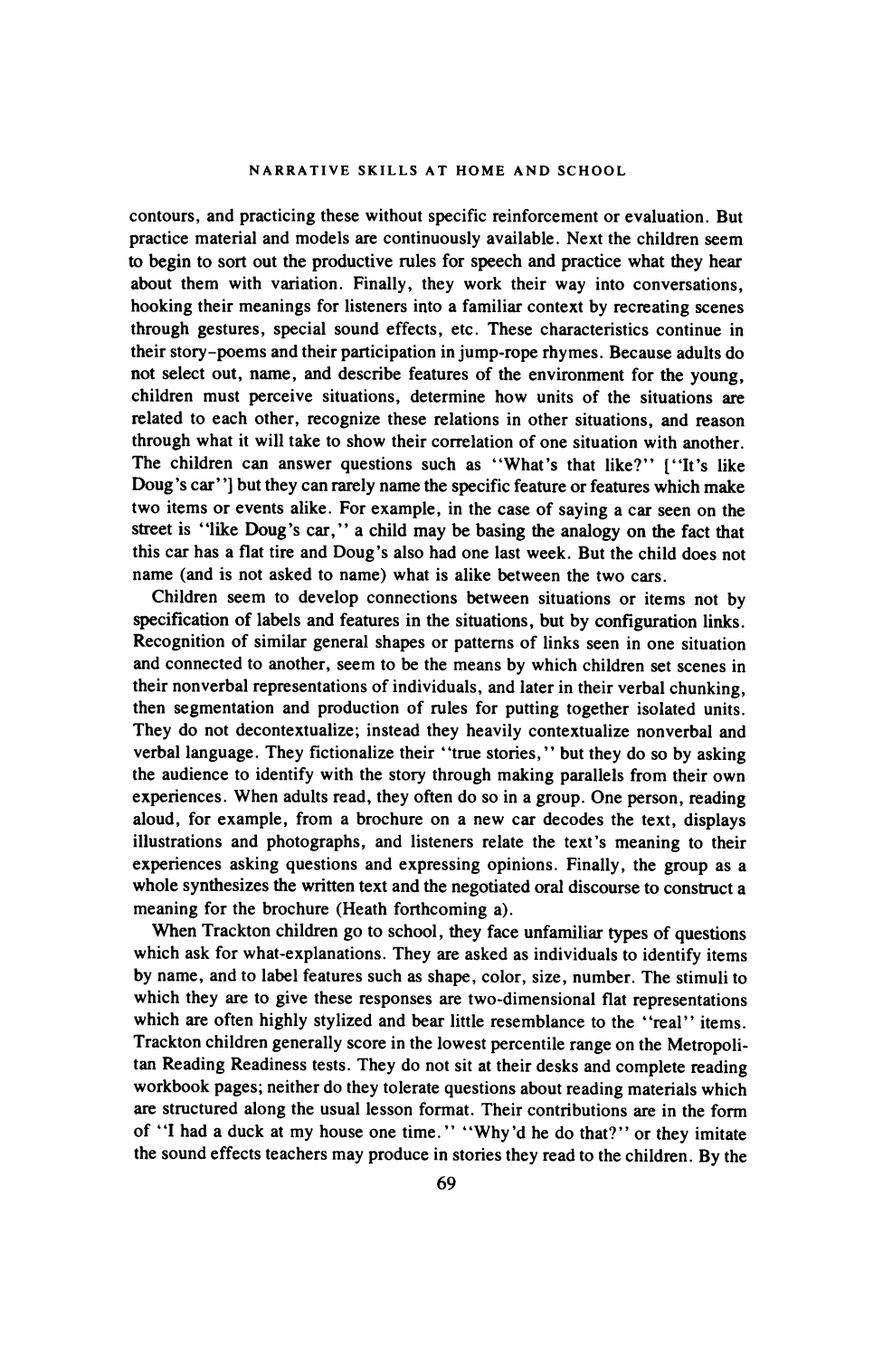contours, and practicing these without specific reinforcement or evaluation. But practice material and models are continuously available. Next the children seem to begin to sort out the productive rules for speech and practice what they hear about them with variation. Finally, they work their way into conversations, hooking their meanings for listeners into a familiar context by recreating scenes through gestures, special sound effects, etc. These characteristics continue in their story-poems and their participation in jump-rope rhymes. Because adults do not select out, name, and describe features of the environment for the young, children must perceive situations, determine how units of the situations are related to each other, recognize these relations in other situations, and reason through what it will take to show their correlation of one situation with another. The children can answer questions such as "What's that like?" ["It's like Doug's car"] but they can rarely name the specific feature or features which make two items or events alike. For example, in the case of saying a car seen on the street is "like Doug's car," a child may be basing the analogy on the fact that this car has a flat tire and Doug's also had one last week. But the child does not name (and is not asked to name) what is alike between the two cars.

Children seem to develop connections between situations or items not by specification of labels and features in the situations, but by configuration links. Recognition of similar general shapes or patterns of links seen in one situation and connected to another, seem to be the means by which children set scenes in their nonverbal representations of individuals, and later in their verbal chunking, then segmentation and production of rules for putting together isolated units. They do not decontextualize; instead they heavily contextualize nonverbal and verbal language. They fictionalize their "true stories," but they do so by asking the audience to identify with the story through making parallels from their own experiences. When adults read, they often do so in a group. One person, reading aloud, for example, from a brochure on a new car decodes the text, displays illustrations and photographs, and listeners relate the text's meaning to their experiences asking questions and expressing opinions. Finally, the group as a whole synthesizes the written text and the negotiated oral discourse to construct a meaning for the brochure (Heath forthcoming a).

When Trackton children go to school, they face unfamiliar types of questions which ask for what-explanations. They are asked as individuals to identify items by name, and to label features such as shape, color, size, number. The stimuli to which they are to give these responses are two-dimensional flat representations which are often highly stylized and bear little resemblance to the "real" items. Trackton children generally score in the lowest percentile range on the Metropolitan Reading Readiness tests. They do not sit at their desks and complete reading workbook pages; neither do they tolerate questions about reading materials which are structured along the usual lesson format. Their contributions are in the form of "I had a duck at my house one time." "Why'd he do that?" or they imitate the sound effects teachers may produce in stories they read to the children. By the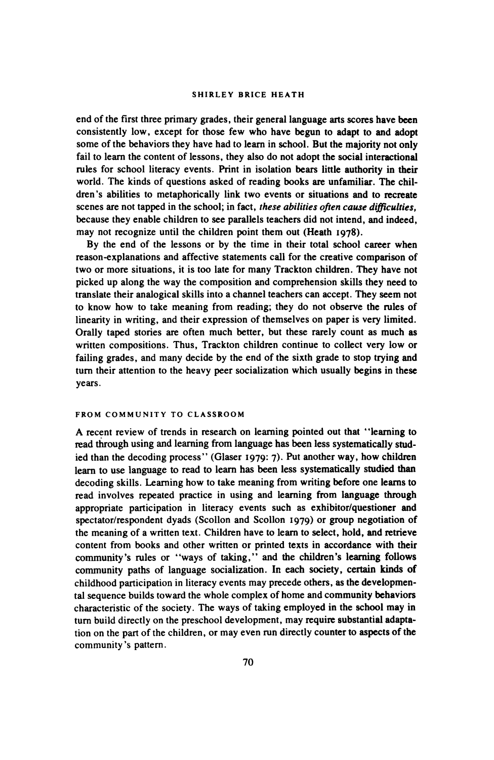end of the first three primary grades, their general language arts scores have been consistently low, except for those few who have begun to adapt to and adopt some of the behaviors they have had to learn in school. But the majority not only fail to learn the content of lessons, they also do not adopt the social interactional rules for school literacy events. Print in isolation bears little authority in their world. The kinds of questions asked of reading books are unfamiliar. The children's abilities to metaphorically link two events or situations and to recreate scenes are not tapped in the school; in fact, *these abilities often cause difficulties,* because they enable children to see parallels teachers did not intend, and indeed, may not recognize until the children point them out (Heath 1978).

By the end of the lessons or by the time in their total school career when reason-explanations and affective statements call for the creative comparison of two or more situations, it is too late for many Trackton children. They have not picked up along the way the composition and comprehension skills they need to translate their analogical skills into a channel teachers can accept. They seem not to know how to take meaning from reading; they do not observe the rules of linearity in writing, and their expression of themselves on paper is very limited. Orally taped stories are often much better, but these rarely count as much as written compositions. Thus, Trackton children continue to collect very low or failing grades, and many decide by the end of the sixth grade to stop trying and turn their attention to the heavy peer socialization which usually begins in these years.

## FROM COMMUNITY TO CLASSROOM

A recent review of trends in research on learning pointed out that "learning to read through using and learning from language has been less systematically studied than the decoding process" (Glaser 1979: 7). Put another way, how children learn to use language to read to learn has been less systematically studied than decoding skills. Learning how to take meaning from writing before one learns to read involves repeated practice in using and learning from language through appropriate participation in literacy events such as exhibitor/questioner and spectator/respondent dyads (Scollon and Scollon 1979) or group negotiation of the meaning of a written text. Children have to learn to select, hold, and retrieve content from books and other written or printed texts in accordance with their community's rules or "ways of taking," and the children's learning follows community paths of language socialization. In each society, certain kinds of childhood participation in literacy events may precede others, as the developmental sequence builds toward the whole complex of home and community behaviors characteristic of the society. The ways of taking employed in the school may in turn build directly on the preschool development, may require substantial adaptation on the part of the children, or may even run directly counter to aspects of the community's pattern.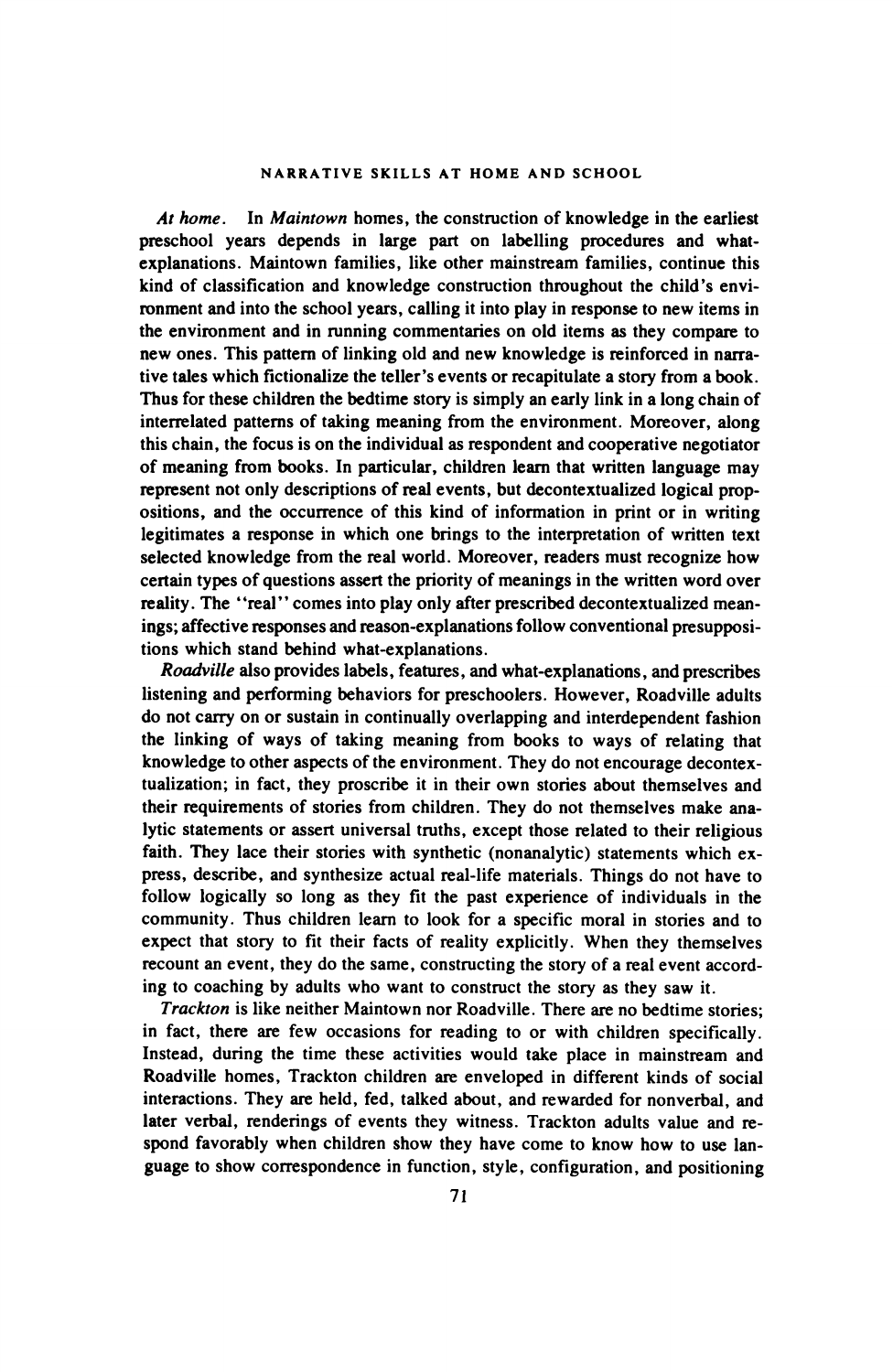*At home.* In *Maintown* homes, the construction of knowledge in the earliest preschool years depends in large part on labelling procedures and what-explanations. Maintown families, like other mainstream families, continue this kind of classification and knowledge construction throughout the child's environment and into the school years, calling it into play in response to new items in the environment and in running commentaries on old items as they compare to new ones. This pattern of linking old and new knowledge is reinforced in narrative tales which fictionalize the teller's events or recapitulate a story from a book. Thus for these children the bedtime story is simply an early link in a long chain of interrelated patterns of taking meaning from the environment. Moreover, along this chain, the focus is on the individual as respondent and cooperative negotiator of meaning from books. In particular, children learn that written language may represent not only descriptions of real events, but decontextualized logical propositions, and the occurrence of this kind of information in print or in writing legitimates a response in which one brings to the interpretation of written text selected knowledge from the real world. Moreover, readers must recognize how certain types of questions assert the priority of meanings in the written word over reality. The "real" comes into play only after prescribed decontextualized meanings; affective responses and reason-explanations follow conventional presuppositions which stand behind what-explanations.

*Roadville* also provides labels, features, and what-explanations, and prescribes listening and performing behaviors for preschoolers. However, Roadville adults do not carry on or sustain in continually overlapping and interdependent fashion the linking of ways of taking meaning from books to ways of relating that knowledge to other aspects of the environment. They do not encourage decontextualization; in fact, they proscribe it in their own stories about themselves and their requirements of stories from children. They do not themselves make analytic statements or assert universal truths, except those related to their religious faith. They lace their stories with synthetic (nonanalytic) statements which express, describe, and synthesize actual real-life materials. Things do not have to follow logically so long as they fit the past experience of individuals in the community. Thus children learn to look for a specific moral in stories and to expect that story to fit their facts of reality explicitly. When they themselves recount an event, they do the same, constructing the story of a real event according to coaching by adults who want to construct the story as they saw it.

*Trackton* is like neither Maintown nor Roadville. There are no bedtime stories; in fact, there are few occasions for reading to or with children specifically. Instead, during the time these activities would take place in mainstream and Roadville homes, Trackton children are enveloped in different kinds of social interactions. They are held, fed, talked about, and rewarded for nonverbal, and later verbal, renderings of events they witness. Trackton adults value and respond favorably when children show they have come to know how to use language to show correspondence in function, style, configuration, and positioning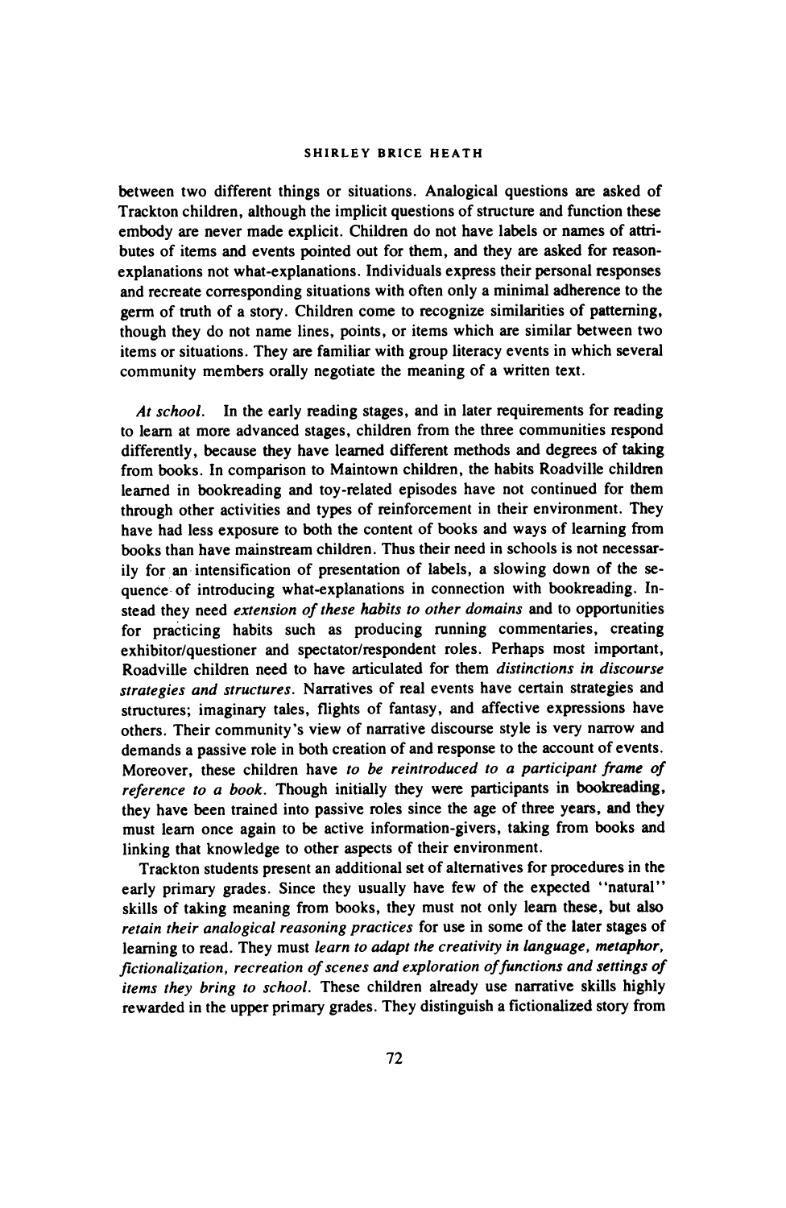between two different things or situations. Analogical questions are asked of Trackton children, although the implicit questions of structure and function these embody are never made explicit. Children do not have labels or names of attributes of items and events pointed out for them, and they are asked for reason-explanations not what-explanations. Individuals express their personal responses and recreate corresponding situations with often only a minimal adherence to the germ of truth of a story. Children come to recognize similarities of patterning, though they do not name lines, points, or items which are similar between two items or situations. They are familiar with group literacy events in which several community members orally negotiate the meaning of a written text.

*At school.* In the early reading stages, and in later requirements for reading to learn at more advanced stages, children from the three communities respond differently, because they have learned different methods and degrees of taking from books. In comparison to Maintown children, the habits Roadville children learned in bookreading and toy-related episodes have not continued for them through other activities and types of reinforcement in their environment. They have had less exposure to both the content of books and ways of learning from books than have mainstream children. Thus their need in schools is not necessarily for an intensification of presentation of labels, a slowing down of the sequence of introducing what-explanations in connection with bookreading. Instead they need *extension of these habits to other domains* and to opportunities for practicing habits such as producing running commentaries, creating exhibitor/questioner and spectator/respondent roles. Perhaps most important, Roadville children need to have articulated for them *distinctions in discourse strategies and structures*. Narratives of real events have certain strategies and structures; imaginary tales, flights of fantasy, and affective expressions have others. Their community's view of narrative discourse style is very narrow and demands a passive role in both creation of and response to the account of events. Moreover, these children have *to be reintroduced to a participant frame of reference to a book*. Though initially they were participants in bookreading, they have been trained into passive roles since the age of three years, and they must learn once again to be active information-givers, taking from books and linking that knowledge to other aspects of their environment.

Trackton students present an additional set of alternatives for procedures in the early primary grades. Since they usually have few of the expected "natural" skills of taking meaning from books, they must not only learn these, but also *retain their analogical reasoning practices* for use in some of the later stages of learning to read. They must *learn to adapt the creativity in language, metaphor, fictionalization, recreation of scenes and exploration of functions and settings of items they bring to school*. These children already use narrative skills highly rewarded in the upper primary grades. They distinguish a fictionalized story from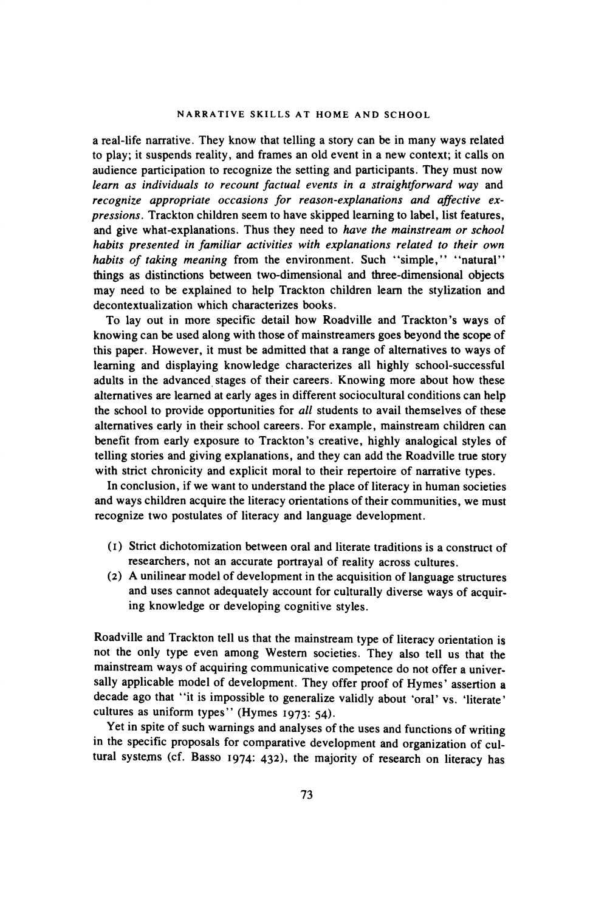a real-life narrative. They know that telling a story can be in many ways related to play; it suspends reality, and frames an old event in a new context; it calls on audience participation to recognize the setting and participants. They must now *learn as individuals to recount factual events in a straightforward way* and *recognize appropriate occasions for reason-explanations and affective expressions*. Trackton children seem to have skipped learning to label, list features, and give what-explanations. Thus they need to *have the mainstream or school habits presented in familiar activities with explanations related to their own habits of taking meaning* from the environment. Such "simple," "natural" things as distinctions between two-dimensional and three-dimensional objects may need to be explained to help Trackton children learn the stylization and decontextualization which characterizes books.

To lay out in more specific detail how Roadville and Trackton's ways of knowing can be used along with those of mainstreamers goes beyond the scope of this paper. However, it must be admitted that a range of alternatives to ways of learning and displaying knowledge characterizes all highly school-successful adults in the advanced stages of their careers. Knowing more about how these alternatives are learned at early ages in different sociocultural conditions can help the school to provide opportunities for *all* students to avail themselves of these alternatives early in their school careers. For example, mainstream children can benefit from early exposure to Trackton's creative, highly analogical styles of telling stories and giving explanations, and they can add the Roadville true story with strict chronicity and explicit moral to their repertoire of narrative types.

In conclusion, if we want to understand the place of literacy in human societies and ways children acquire the literacy orientations of their communities, we must recognize two postulates of literacy and language development.

(1) Strict dichotomization between oral and literate traditions is a construct of researchers, not an accurate portrayal of reality across cultures.

(2) A unilinear model of development in the acquisition of language structures and uses cannot adequately account for culturally diverse ways of acquiring knowledge or developing cognitive styles.

Roadville and Trackton tell us that the mainstream type of literacy orientation is not the only type even among Western societies. They also tell us that the mainstream ways of acquiring communicative competence do not offer a universally applicable model of development. They offer proof of Hymes' assertion a decade ago that "it is impossible to generalize validly about 'oral' vs. 'literate' cultures as uniform types" (Hymes 1973: 54).

Yet in spite of such warnings and analyses of the uses and functions of writing in the specific proposals for comparative development and organization of cultural systems (cf. Basso 1974: 432), the majority of research on literacy has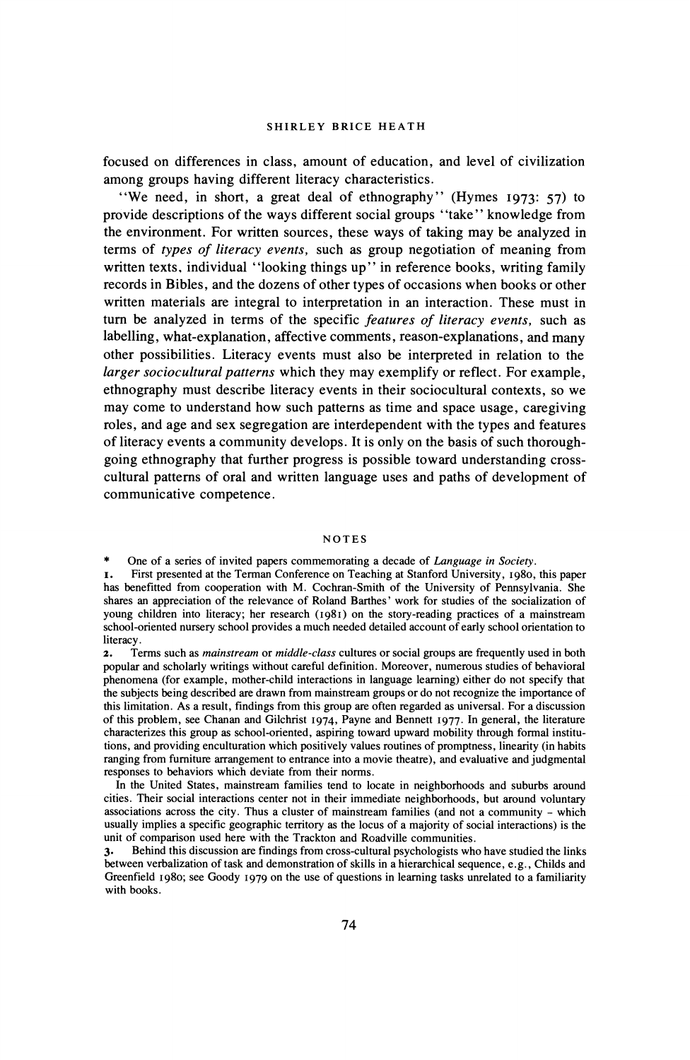focused on differences in class, amount of education, and level of civilization among groups having different literacy characteristics.

''We need, in short, a great deal of ethnography'' (Hymes 1973: 57) to provide descriptions of the ways different social groups ''take'' knowledge from the environment. For written sources, these ways of taking may be analyzed in terms of *types of literacy events,* such as group negotiation of meaning from written texts, individual ''looking things up'' in reference books, writing family records in Bibles, and the dozens of other types of occasions when books or other written materials are integral to interpretation in an interaction. These must in turn be analyzed in terms of the specific *features of literacy events,* such as labelling, what-explanation, affective comments, reason-explanations, and many other possibilities. Literacy events must also be interpreted in relation to the *larger sociocultural patterns* which they may exemplify or reflect. For example, ethnography must describe literacy events in their sociocultural contexts, so we may come to understand how such patterns as time and space usage, caregiving roles, and age and sex segregation are interdependent with the types and features of literacy events a community develops. It is only on the basis of such thoroughgoing ethnography that further progress is possible toward understanding cross-cultural patterns of oral and written language uses and paths of development of communicative competence.

## NOTES

\* One of a series of invited papers commemorating a decade of *Language in Society*.

1. First presented at the Terman Conference on Teaching at Stanford University, 1980, this paper has benefitted from cooperation with M. Cochran-Smith of the University of Pennsylvania. She shares an appreciation of the relevance of Roland Barthes' work for studies of the socialization of young children into literacy; her research (1981) on the story-reading practices of a mainstream school-oriented nursery school provides a much needed detailed account of early school orientation to literacy.

2. Terms such as *mainstream* or *middle-class* cultures or social groups are frequently used in both popular and scholarly writings without careful definition. Moreover, numerous studies of behavioral phenomena (for example, mother-child interactions in language learning) either do not specify that the subjects being described are drawn from mainstream groups or do not recognize the importance of this limitation. As a result, findings from this group are often regarded as universal. For a discussion of this problem, see Chanan and Gilchrist 1974, Payne and Bennett 1977. In general, the literature characterizes this group as school-oriented, aspiring toward upward mobility through formal institutions, and providing enculturation which positively values routines of promptness, linearity (in habits ranging from furniture arrangement to entrance into a movie theatre), and evaluative and judgmental responses to behaviors which deviate from their norms.

In the United States, mainstream families tend to locate in neighborhoods and suburbs around cities. Their social interactions center not in their immediate neighborhoods, but around voluntary associations across the city. Thus a cluster of mainstream families (and not a community – which usually implies a specific geographic territory as the locus of a majority of social interactions) is the unit of comparison used here with the Trackton and Roadville communities.

3. Behind this discussion are findings from cross-cultural psychologists who have studied the links between verbalization of task and demonstration of skills in a hierarchical sequence, e.g., Childs and Greenfield 1980; see Goody 1979 on the use of questions in learning tasks unrelated to a familiarity with books.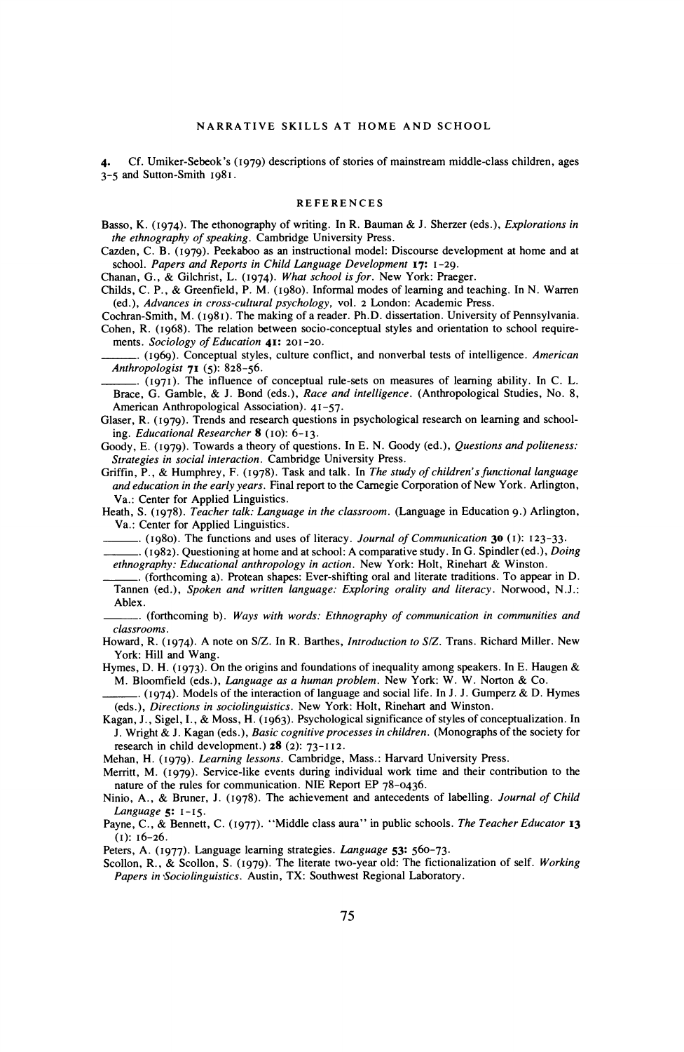4. Cf. Umiker-Sebeok's (1979) descriptions of stories of mainstream middle-class children, ages 3–5 and Sutton-Smith 1981.

## REFERENCES

Basso, K. (1974). The ethonography of writing. In R. Bauman & J. Sherzer (eds.), *Explorations in the ethnography of speaking*. Cambridge University Press.

Cazden, C. B. (1979). Peekaboo as an instructional model: Discourse development at home and at school. *Papers and Reports in Child Language Development* **17**: 1–29.

Chanan, G., & Gilchrist, L. (1974). *What school is for*. New York: Praeger.

Childs, C. P., & Greenfield, P. M. (1980). Informal modes of learning and teaching. In N. Warren (ed.), *Advances in cross-cultural psychology,* vol. 2 London: Academic Press.

Cochran-Smith, M. (1981). The making of a reader. Ph.D. dissertation. University of Pennsylvania.

Cohen, R. (1968). The relation between socio-conceptual styles and orientation to school requirements. *Sociology of Education* **41**: 201–20.

\_\_\_\_\_\_. (1969). Conceptual styles, culture conflict, and nonverbal tests of intelligence. *American Anthropologist* **71** (5): 828–56.

\_\_\_\_\_\_. (1971). The influence of conceptual rule-sets on measures of learning ability. In C. L. Brace, G. Gamble, & J. Bond (eds.), *Race and intelligence*. (Anthropological Studies, No. 8, American Anthropological Association). 41–57.

Glaser, R. (1979). Trends and research questions in psychological research on learning and schooling. *Educational Researcher* **8** (10): 6–13.

Goody, E. (1979). Towards a theory of questions. In E. N. Goody (ed.), *Questions and politeness: Strategies in social interaction*. Cambridge University Press.

Griffin, P., & Humphrey, F. (1978). Task and talk. In *The study of children's functional language and education in the early years*. Final report to the Carnegie Corporation of New York. Arlington, Va.: Center for Applied Linguistics.

Heath, S. (1978). *Teacher talk: Language in the classroom*. (Language in Education 9.) Arlington, Va.: Center for Applied Linguistics.

\_\_\_\_\_\_. (1980). The functions and uses of literacy. *Journal of Communication* **30** (1): 123–33.

\_\_\_\_\_\_. (1982). Questioning at home and at school: A comparative study. In G. Spindler (ed.), *Doing ethnography: Educational anthropology in action*. New York: Holt, Rinehart & Winston.

\_\_\_\_\_\_. (forthcoming a). Protean shapes: Ever-shifting oral and literate traditions. To appear in D. Tannen (ed.), *Spoken and written language: Exploring orality and literacy*. Norwood, N.J.: Ablex.

\_\_\_\_\_\_. (forthcoming b). *Ways with words: Ethnography of communication in communities and classrooms*.

Howard, R. (1974). A note on S/Z. In R. Barthes, *Introduction to S/Z*. Trans. Richard Miller. New York: Hill and Wang.

Hymes, D. H. (1973). On the origins and foundations of inequality among speakers. In E. Haugen & M. Bloomfield (eds.), *Language as a human problem*. New York: W. W. Norton & Co.

\_\_\_\_\_\_. (1974). Models of the interaction of language and social life. In J. J. Gumperz & D. Hymes (eds.), *Directions in sociolinguistics*. New York: Holt, Rinehart and Winston.

Kagan, J., Sigel, I., & Moss, H. (1963). Psychological significance of styles of conceptualization. In J. Wright & J. Kagan (eds.), *Basic cognitive processes in children*. (Monographs of the society for research in child development.) **28** (2): 73–112.

Mehan, H. (1979). *Learning lessons*. Cambridge, Mass.: Harvard University Press.

Merritt, M. (1979). Service-like events during individual work time and their contribution to the nature of the rules for communication. NIE Report EP 78-0436.

Ninio, A., & Bruner, J. (1978). The achievement and antecedents of labelling. *Journal of Child Language* **5**: 1–15.

Payne, C., & Bennett, C. (1977). "Middle class aura" in public schools. *The Teacher Educator* **13** (1): 16–26.

Peters, A. (1977). Language learning strategies. *Language* **53**: 560–73.

Scollon, R., & Scollon, S. (1979). The literate two-year old: The fictionalization of self. *Working Papers in Sociolinguistics*. Austin, TX: Southwest Regional Laboratory.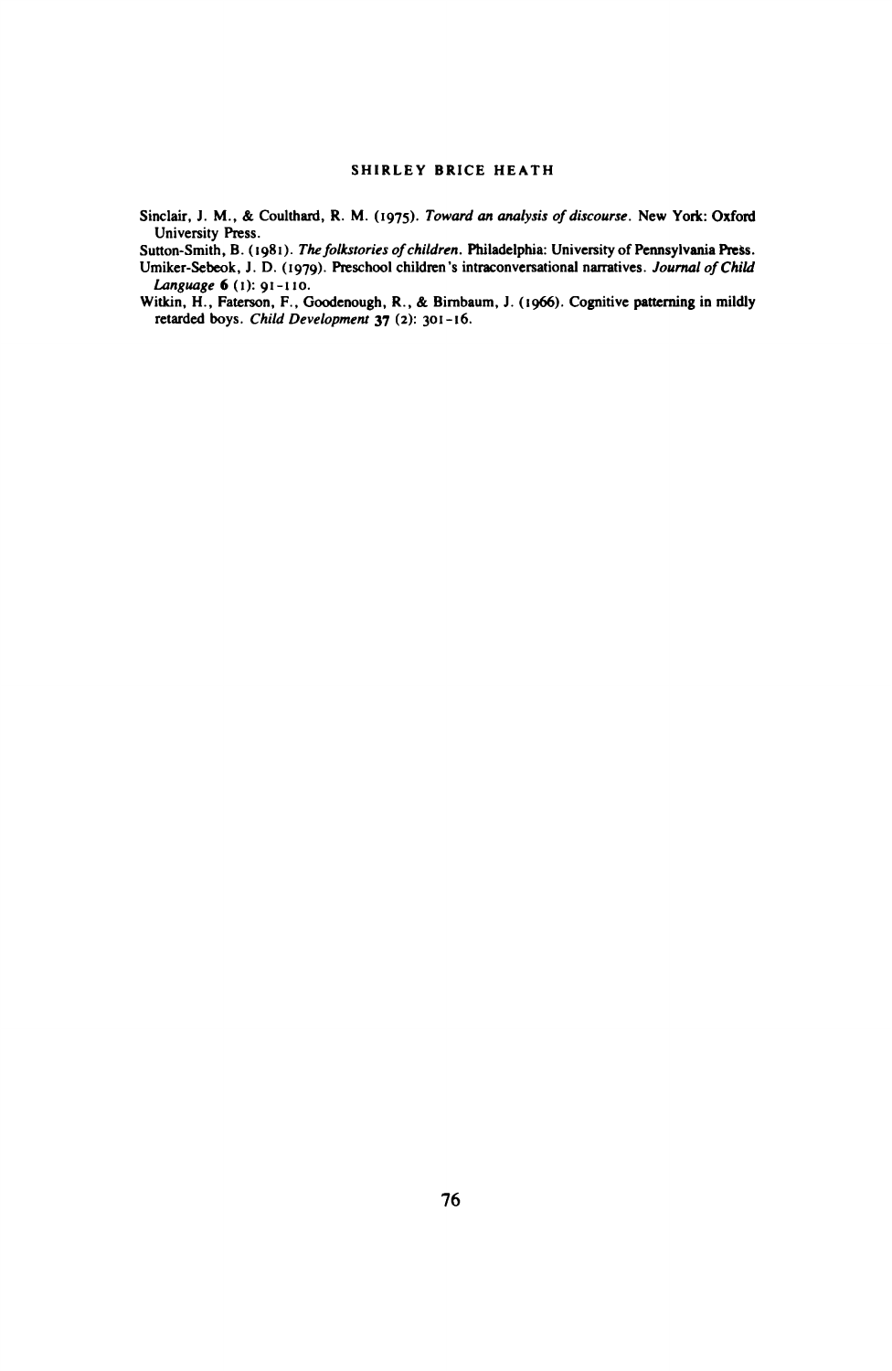Sinclair, J. M., & Coulthard, R. M. (1975). *Toward an analysis of discourse*. New York: Oxford University Press.

Sutton-Smith, B. (1981). *The folkstories of children*. Philadelphia: University of Pennsylvania Press.

Umiker-Sebeok, J. D. (1979). Preschool children's intraconversational narratives. *Journal of Child Language* **6** (1): 91–110.

Witkin, H., Faterson, F., Goodenough, R., & Birnbaum, J. (1966). Cognitive patterning in mildly retarded boys. *Child Development* **37** (2): 301–16.